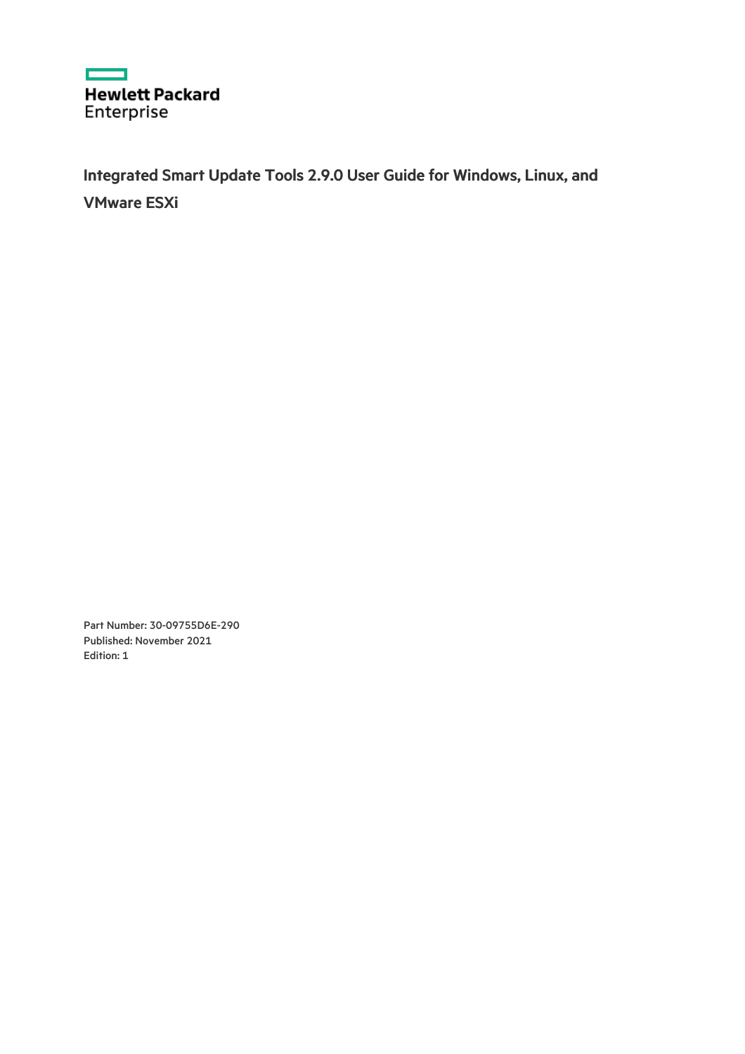Hewlett Packard Enterprise

# Integrated Smart Update Tools 2.9.0 User Guide for Windows, Linux, and VMware ESXi

Part Number: 30-09755D6E-290
Published: November 2021
Edition: 1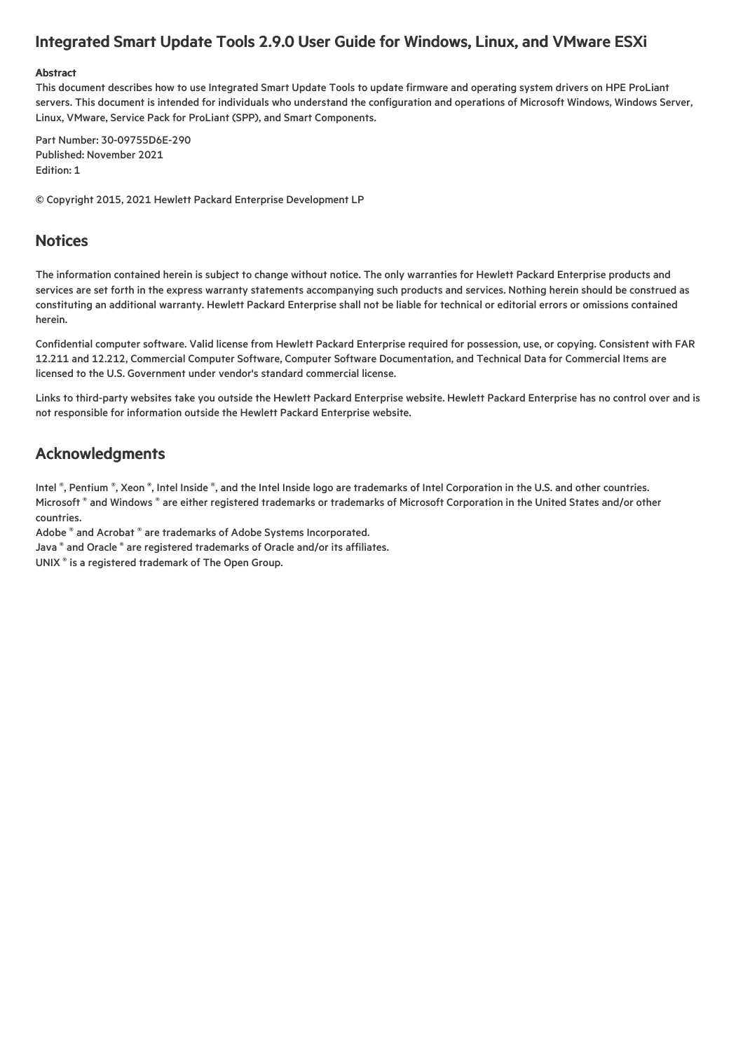# Integrated Smart Update Tools 2.9.0 User Guide for Windows, Linux, and VMware ESXi

**Abstract**

This document describes how to use Integrated Smart Update Tools to update firmware and operating system drivers on HPE ProLiant servers. This document is intended for individuals who understand the configuration and operations of Microsoft Windows, Windows Server, Linux, VMware, Service Pack for ProLiant (SPP), and Smart Components.

Part Number: 30-09755D6E-290
Published: November 2021
Edition: 1

© Copyright 2015, 2021 Hewlett Packard Enterprise Development LP

## Notices

The information contained herein is subject to change without notice. The only warranties for Hewlett Packard Enterprise products and services are set forth in the express warranty statements accompanying such products and services. Nothing herein should be construed as constituting an additional warranty. Hewlett Packard Enterprise shall not be liable for technical or editorial errors or omissions contained herein.

Confidential computer software. Valid license from Hewlett Packard Enterprise required for possession, use, or copying. Consistent with FAR 12.211 and 12.212, Commercial Computer Software, Computer Software Documentation, and Technical Data for Commercial Items are licensed to the U.S. Government under vendor's standard commercial license.

Links to third-party websites take you outside the Hewlett Packard Enterprise website. Hewlett Packard Enterprise has no control over and is not responsible for information outside the Hewlett Packard Enterprise website.

## Acknowledgments

Intel ®, Pentium ®, Xeon ®, Intel Inside ®, and the Intel Inside logo are trademarks of Intel Corporation in the U.S. and other countries.
Microsoft ® and Windows ® are either registered trademarks or trademarks of Microsoft Corporation in the United States and/or other countries.
Adobe ® and Acrobat ® are trademarks of Adobe Systems Incorporated.
Java ® and Oracle ® are registered trademarks of Oracle and/or its affiliates.
UNIX ® is a registered trademark of The Open Group.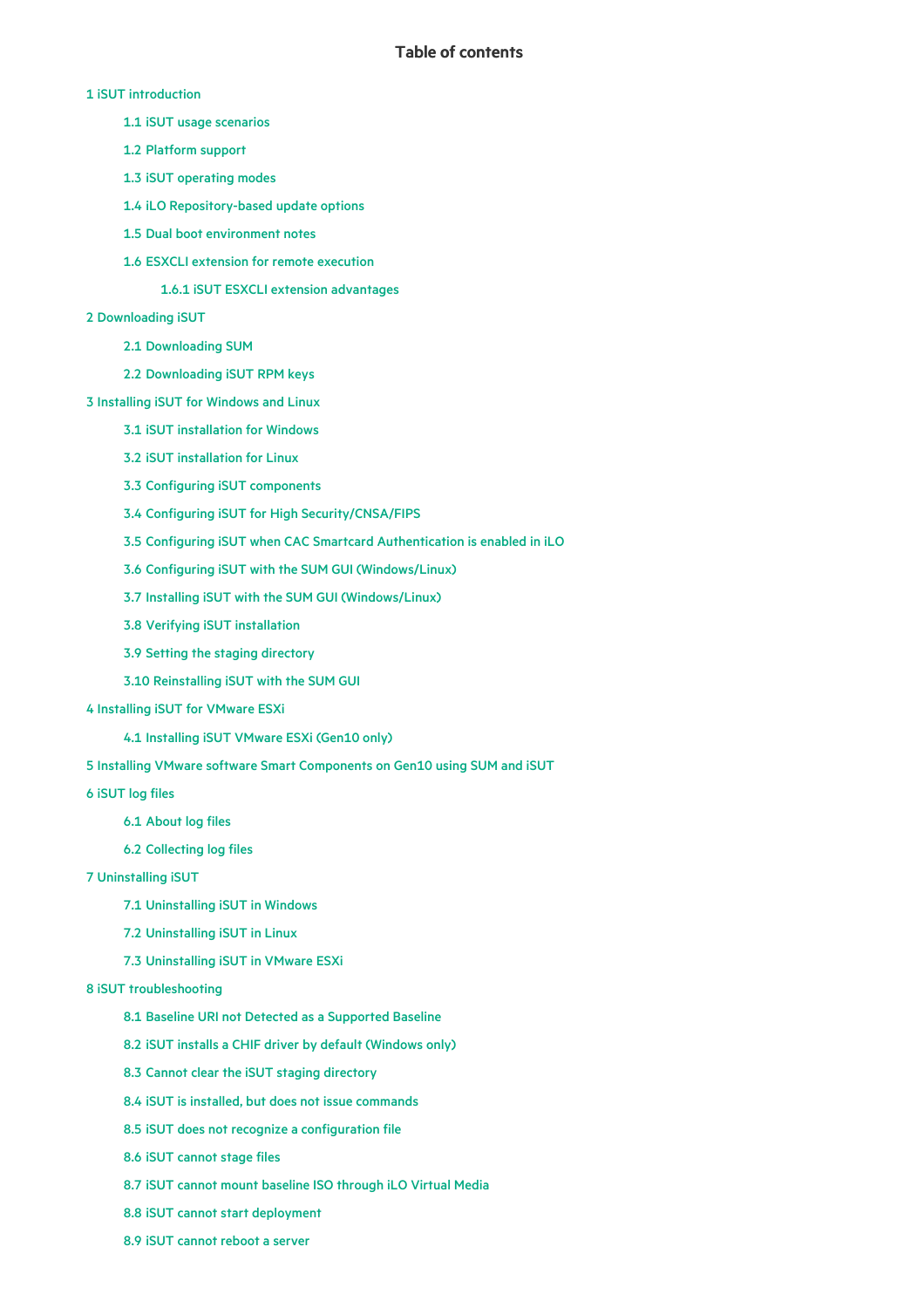# Table of contents

- 1 iSUT introduction
  - 1.1 iSUT usage scenarios
  - 1.2 Platform support
  - 1.3 iSUT operating modes
  - 1.4 iLO Repository-based update options
  - 1.5 Dual boot environment notes
  - 1.6 ESXCLI extension for remote execution
    - 1.6.1 iSUT ESXCLI extension advantages
- 2 Downloading iSUT
  - 2.1 Downloading SUM
  - 2.2 Downloading iSUT RPM keys
- 3 Installing iSUT for Windows and Linux
  - 3.1 iSUT installation for Windows
  - 3.2 iSUT installation for Linux
  - 3.3 Configuring iSUT components
  - 3.4 Configuring iSUT for High Security/CNSA/FIPS
  - 3.5 Configuring iSUT when CAC Smartcard Authentication is enabled in iLO
  - 3.6 Configuring iSUT with the SUM GUI (Windows/Linux)
  - 3.7 Installing iSUT with the SUM GUI (Windows/Linux)
  - 3.8 Verifying iSUT installation
  - 3.9 Setting the staging directory
  - 3.10 Reinstalling iSUT with the SUM GUI
- 4 Installing iSUT for VMware ESXi
  - 4.1 Installing iSUT VMware ESXi (Gen10 only)
- 5 Installing VMware software Smart Components on Gen10 using SUM and iSUT
- 6 iSUT log files
  - 6.1 About log files
  - 6.2 Collecting log files
- 7 Uninstalling iSUT
  - 7.1 Uninstalling iSUT in Windows
  - 7.2 Uninstalling iSUT in Linux
  - 7.3 Uninstalling iSUT in VMware ESXi
- 8 iSUT troubleshooting
  - 8.1 Baseline URI not Detected as a Supported Baseline
  - 8.2 iSUT installs a CHIF driver by default (Windows only)
  - 8.3 Cannot clear the iSUT staging directory
  - 8.4 iSUT is installed, but does not issue commands
  - 8.5 iSUT does not recognize a configuration file
  - 8.6 iSUT cannot stage files
  - 8.7 iSUT cannot mount baseline ISO through iLO Virtual Media
  - 8.8 iSUT cannot start deployment
  - 8.9 iSUT cannot reboot a server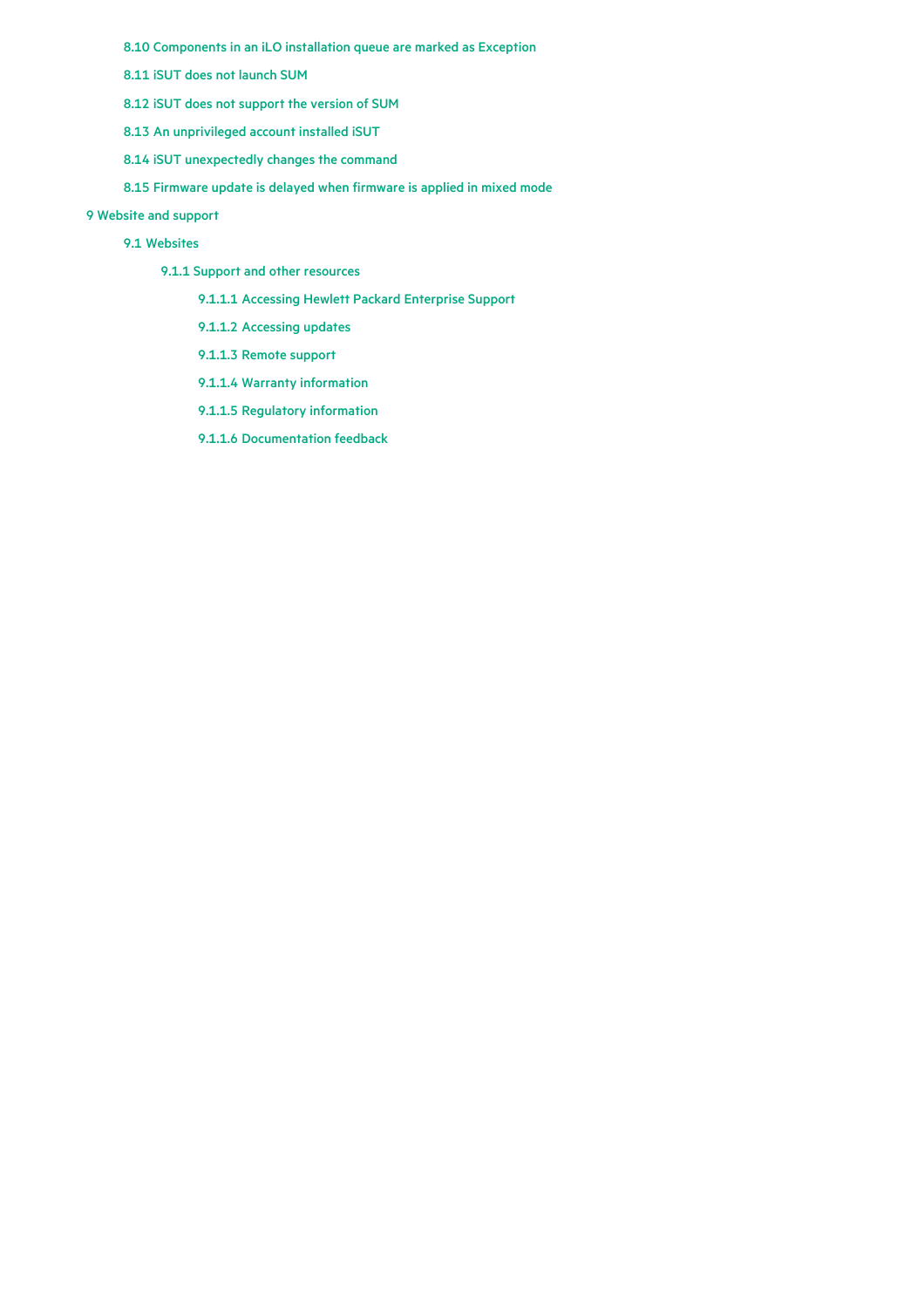- 8.10 Components in an iLO installation queue are marked as Exception
- 8.11 iSUT does not launch SUM
- 8.12 iSUT does not support the version of SUM
- 8.13 An unprivileged account installed iSUT
- 8.14 iSUT unexpectedly changes the command
- 8.15 Firmware update is delayed when firmware is applied in mixed mode

- 9 Website and support
  - 9.1 Websites
    - 9.1.1 Support and other resources
      - 9.1.1.1 Accessing Hewlett Packard Enterprise Support
      - 9.1.1.2 Accessing updates
      - 9.1.1.3 Remote support
      - 9.1.1.4 Warranty information
      - 9.1.1.5 Regulatory information
      - 9.1.1.6 Documentation feedback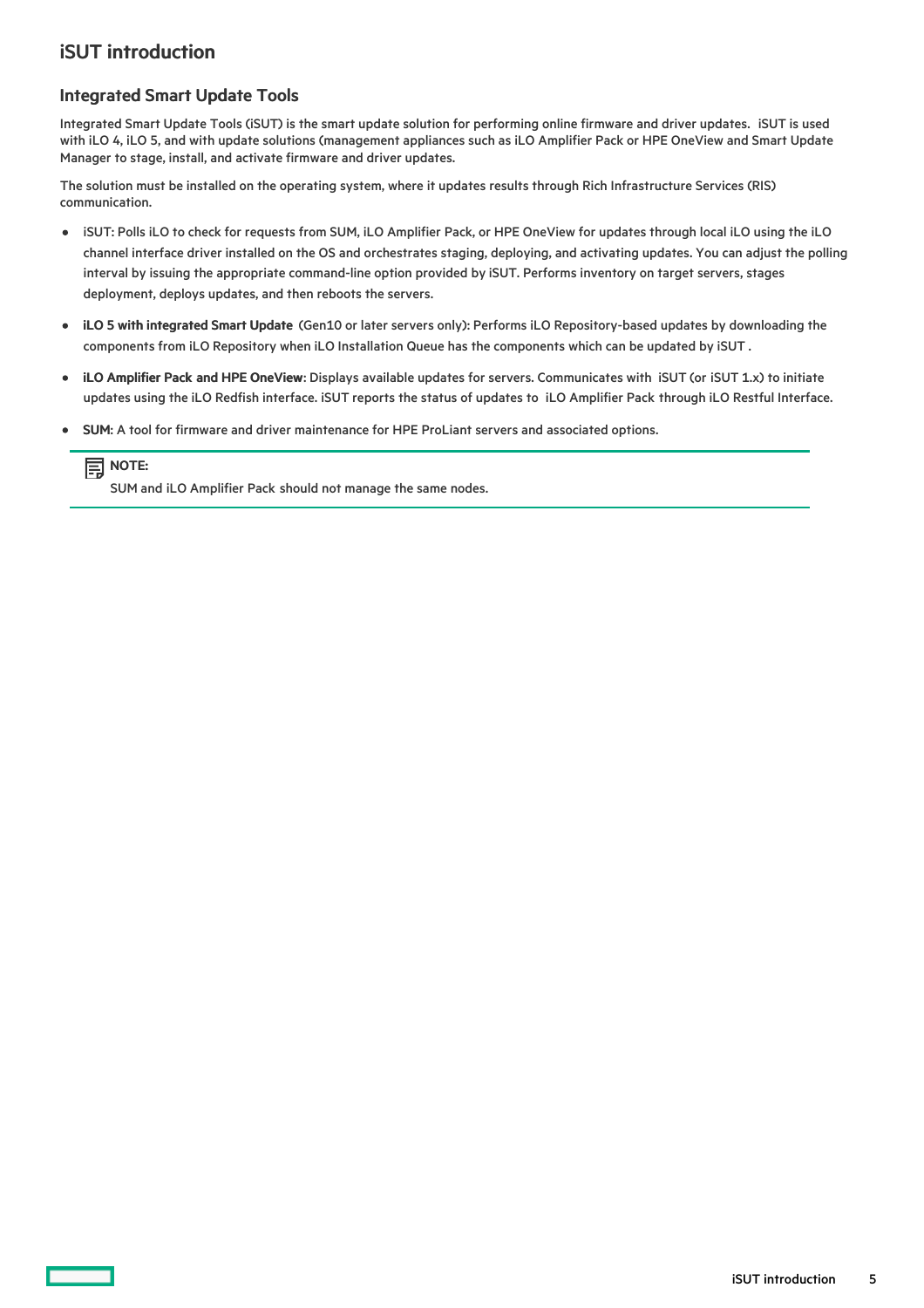# iSUT introduction

## Integrated Smart Update Tools

Integrated Smart Update Tools (iSUT) is the smart update solution for performing online firmware and driver updates. iSUT is used with iLO 4, iLO 5, and with update solutions (management appliances such as iLO Amplifier Pack or HPE OneView and Smart Update Manager to stage, install, and activate firmware and driver updates.

The solution must be installed on the operating system, where it updates results through Rich Infrastructure Services (RIS) communication.

- iSUT: Polls iLO to check for requests from SUM, iLO Amplifier Pack, or HPE OneView for updates through local iLO using the iLO channel interface driver installed on the OS and orchestrates staging, deploying, and activating updates. You can adjust the polling interval by issuing the appropriate command-line option provided by iSUT. Performs inventory on target servers, stages deployment, deploys updates, and then reboots the servers.
- **iLO 5 with integrated Smart Update** (Gen10 or later servers only): Performs iLO Repository-based updates by downloading the components from iLO Repository when iLO Installation Queue has the components which can be updated by iSUT .
- **iLO Amplifier Pack and HPE OneView**: Displays available updates for servers. Communicates with iSUT (or iSUT 1.x) to initiate updates using the iLO Redfish interface. iSUT reports the status of updates to iLO Amplifier Pack through iLO Restful Interface.
- **SUM**: A tool for firmware and driver maintenance for HPE ProLiant servers and associated options.

> **NOTE:**
> SUM and iLO Amplifier Pack should not manage the same nodes.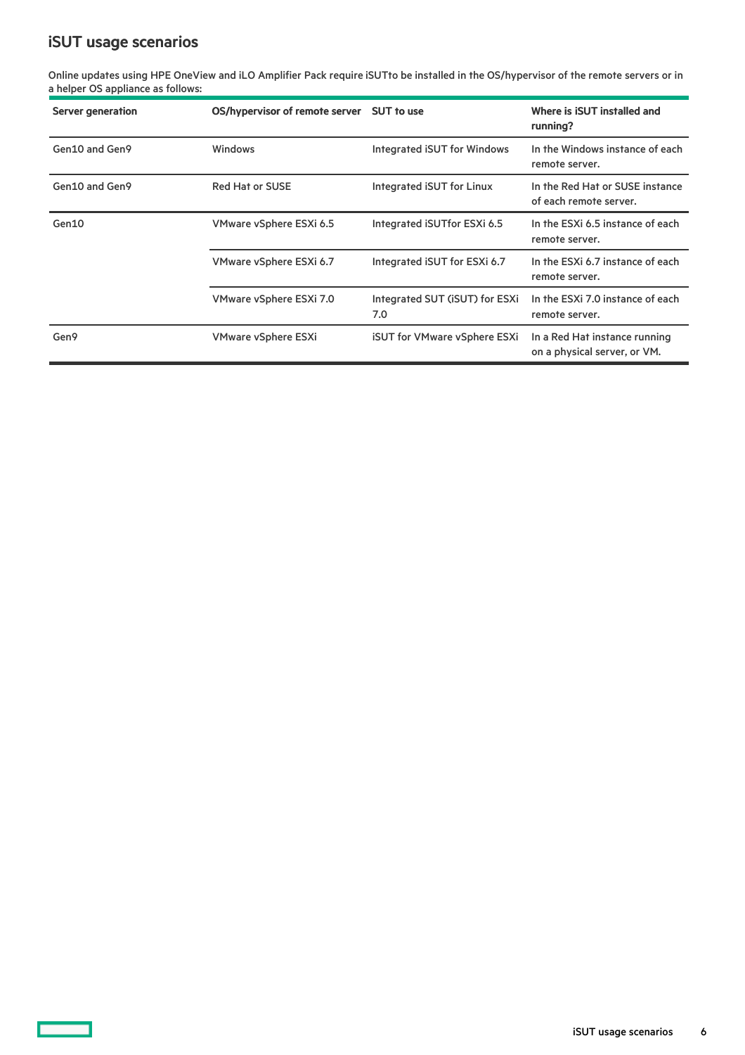## iSUT usage scenarios

Online updates using HPE OneView and iLO Amplifier Pack require iSUTto be installed in the OS/hypervisor of the remote servers or in a helper OS appliance as follows:

| Server generation | OS/hypervisor of remote server | SUT to use | Where is iSUT installed and running? |
|---|---|---|---|
| Gen10 and Gen9 | Windows | Integrated iSUT for Windows | In the Windows instance of each remote server. |
| Gen10 and Gen9 | Red Hat or SUSE | Integrated iSUT for Linux | In the Red Hat or SUSE instance of each remote server. |
| Gen10 | VMware vSphere ESXi 6.5 | Integrated iSUTfor ESXi 6.5 | In the ESXi 6.5 instance of each remote server. |
| | VMware vSphere ESXi 6.7 | Integrated iSUT for ESXi 6.7 | In the ESXi 6.7 instance of each remote server. |
| | VMware vSphere ESXi 7.0 | Integrated SUT (iSUT) for ESXi 7.0 | In the ESXi 7.0 instance of each remote server. |
| Gen9 | VMware vSphere ESXi | iSUT for VMware vSphere ESXi | In a Red Hat instance running on a physical server, or VM. |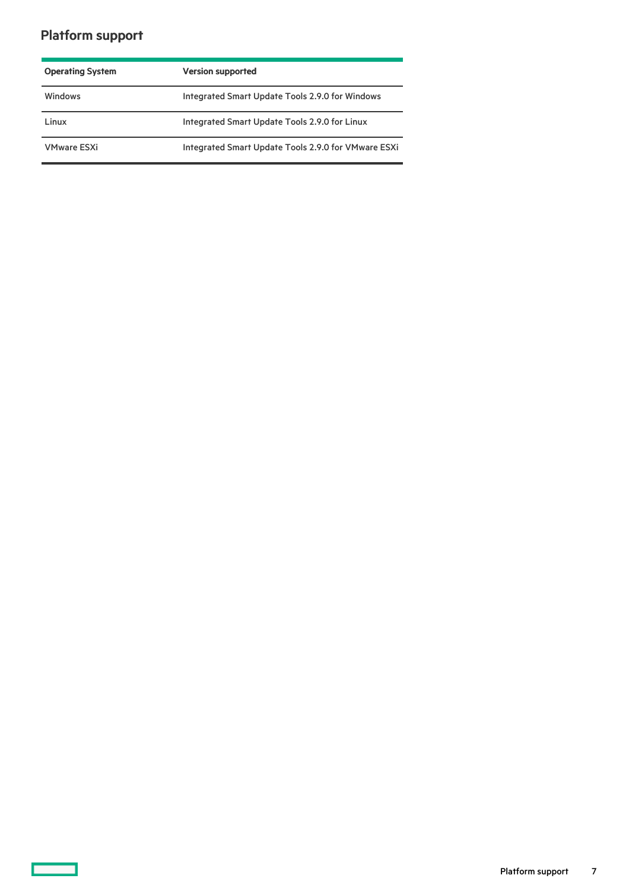# Platform support

| Operating System | Version supported |
|---|---|
| Windows | Integrated Smart Update Tools 2.9.0 for Windows |
| Linux | Integrated Smart Update Tools 2.9.0 for Linux |
| VMware ESXi | Integrated Smart Update Tools 2.9.0 for VMware ESXi |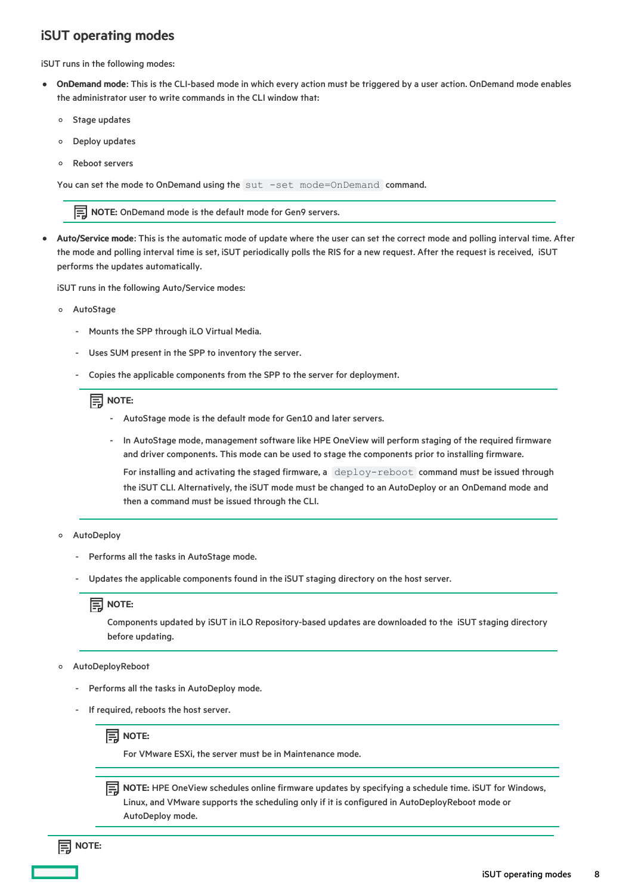## iSUT operating modes

iSUT runs in the following modes:

- **OnDemand mode**: This is the CLI-based mode in which every action must be triggered by a user action. OnDemand mode enables the administrator user to write commands in the CLI window that:
  - Stage updates
  - Deploy updates
  - Reboot servers

  You can set the mode to OnDemand using the `sut -set mode=OnDemand` command.

  > **NOTE:** OnDemand mode is the default mode for Gen9 servers.

- **Auto/Service mode**: This is the automatic mode of update where the user can set the correct mode and polling interval time. After the mode and polling interval time is set, iSUT periodically polls the RIS for a new request. After the request is received, iSUT performs the updates automatically.

  iSUT runs in the following Auto/Service modes:

  - AutoStage
    - Mounts the SPP through iLO Virtual Media.
    - Uses SUM present in the SPP to inventory the server.
    - Copies the applicable components from the SPP to the server for deployment.

    > **NOTE:**
    >
    > - AutoStage mode is the default mode for Gen10 and later servers.
    > - In AutoStage mode, management software like HPE OneView will perform staging of the required firmware and driver components. This mode can be used to stage the components prior to installing firmware.
    >
    >   For installing and activating the staged firmware, a `deploy-reboot` command must be issued through the iSUT CLI. Alternatively, the iSUT mode must be changed to an AutoDeploy or an OnDemand mode and then a command must be issued through the CLI.

  - AutoDeploy
    - Performs all the tasks in AutoStage mode.
    - Updates the applicable components found in the iSUT staging directory on the host server.

    > **NOTE:**
    >
    > Components updated by iSUT in iLO Repository-based updates are downloaded to the iSUT staging directory before updating.

  - AutoDeployReboot
    - Performs all the tasks in AutoDeploy mode.
    - If required, reboots the host server.

      > **NOTE:**
      >
      > For VMware ESXi, the server must be in Maintenance mode.

      > **NOTE:** HPE OneView schedules online firmware updates by specifying a schedule time. iSUT for Windows, Linux, and VMware supports the scheduling only if it is configured in AutoDeployReboot mode or AutoDeploy mode.

> **NOTE:**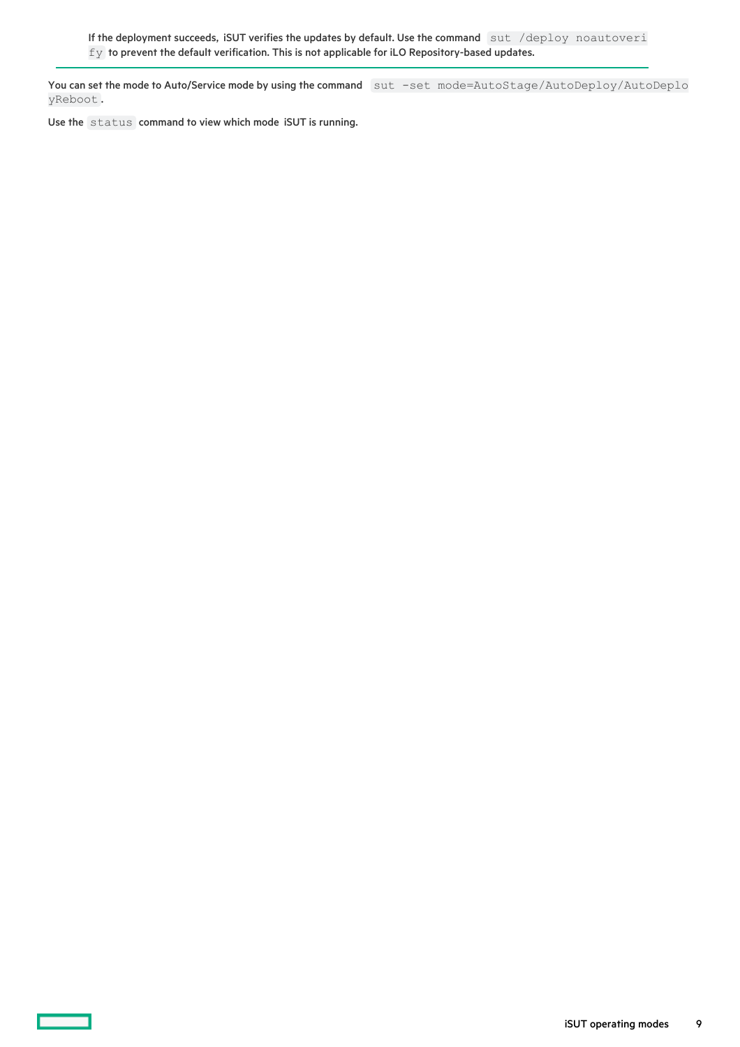If the deployment succeeds, iSUT verifies the updates by default. Use the command `sut /deploy noautoverify` to prevent the default verification. This is not applicable for iLO Repository-based updates.

---

You can set the mode to Auto/Service mode by using the command `sut -set mode=AutoStage/AutoDeploy/AutoDeployReboot`.

Use the `status` command to view which mode iSUT is running.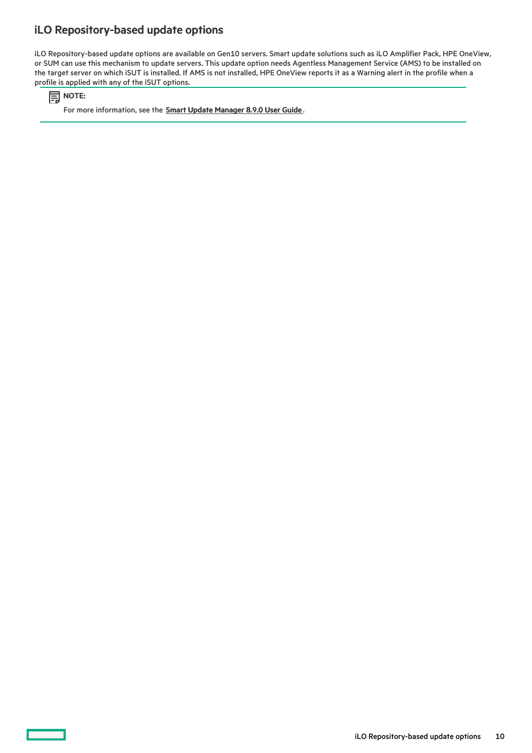# iLO Repository-based update options

iLO Repository-based update options are available on Gen10 servers. Smart update solutions such as iLO Amplifier Pack, HPE OneView, or SUM can use this mechanism to update servers. This update option needs Agentless Management Service (AMS) to be installed on the target server on which iSUT is installed. If AMS is not installed, HPE OneView reports it as a Warning alert in the profile when a profile is applied with any of the iSUT options.

> **NOTE:**
>
> For more information, see the **Smart Update Manager 8.9.0 User Guide**.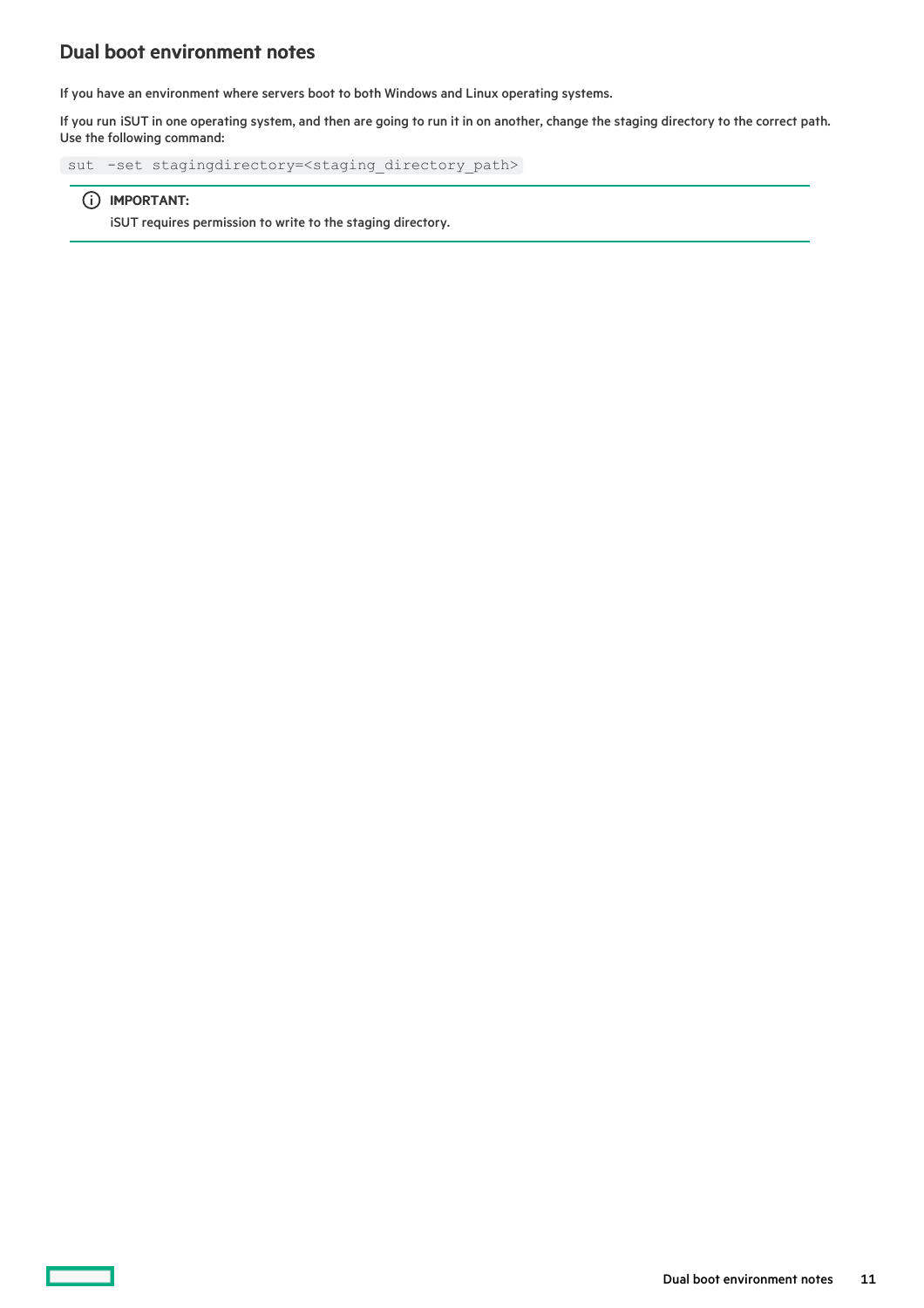## Dual boot environment notes

If you have an environment where servers boot to both Windows and Linux operating systems.

If you run iSUT in one operating system, and then are going to run it in on another, change the staging directory to the correct path. Use the following command:

```
sut  -set stagingdirectory=<staging_directory_path>
```

> **IMPORTANT:**
>
> iSUT requires permission to write to the staging directory.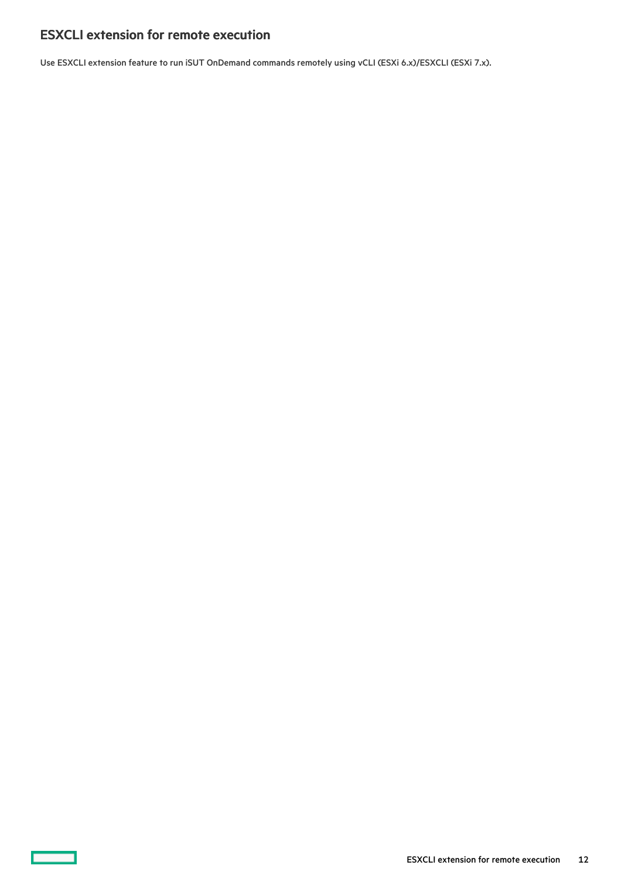## ESXCLI extension for remote execution

Use ESXCLI extension feature to run iSUT OnDemand commands remotely using vCLI (ESXi 6.x)/ESXCLI (ESXi 7.x).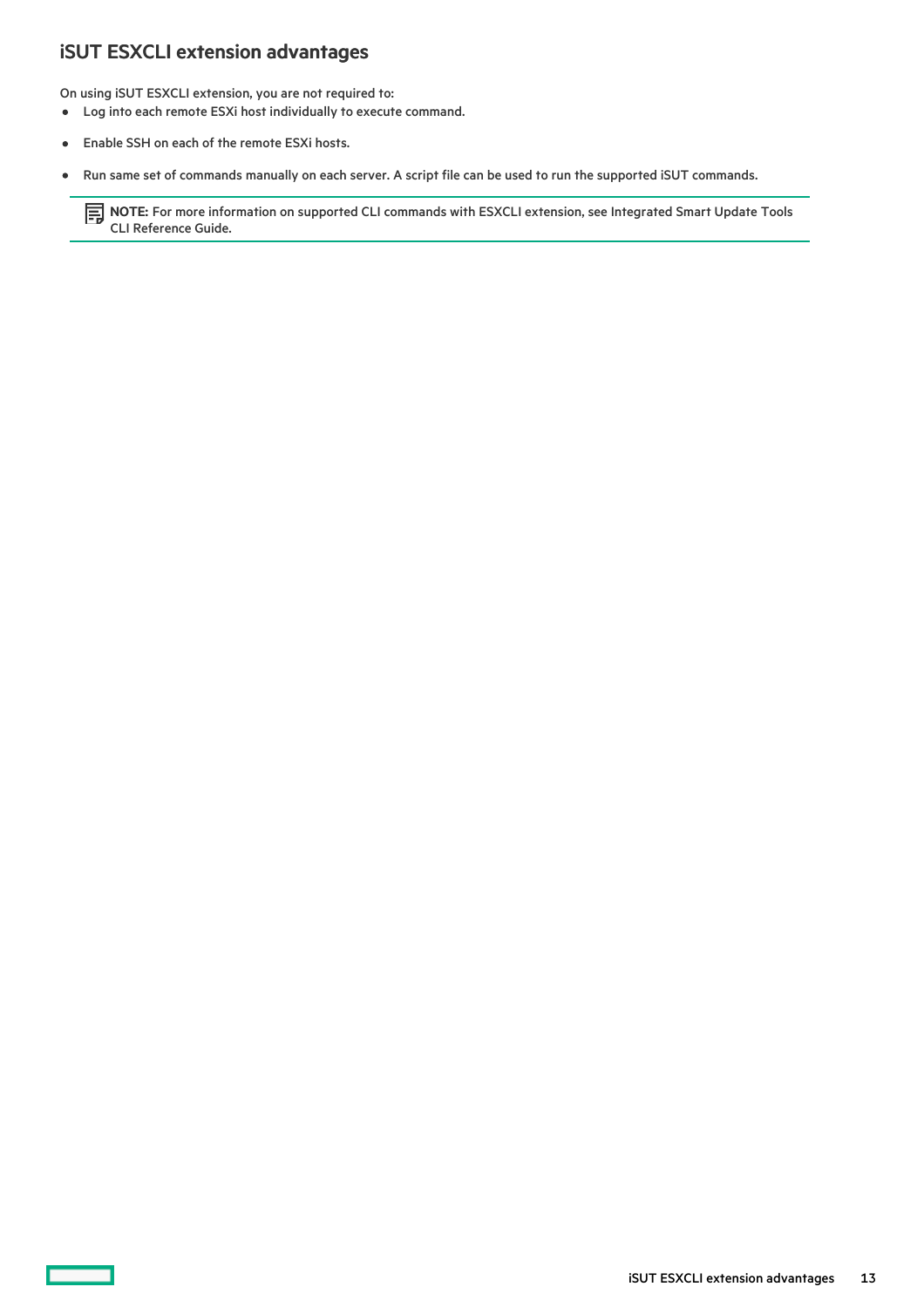## iSUT ESXCLI extension advantages

On using iSUT ESXCLI extension, you are not required to:

- Log into each remote ESXi host individually to execute command.
- Enable SSH on each of the remote ESXi hosts.
- Run same set of commands manually on each server. A script file can be used to run the supported iSUT commands.

> **NOTE:** For more information on supported CLI commands with ESXCLI extension, see Integrated Smart Update Tools CLI Reference Guide.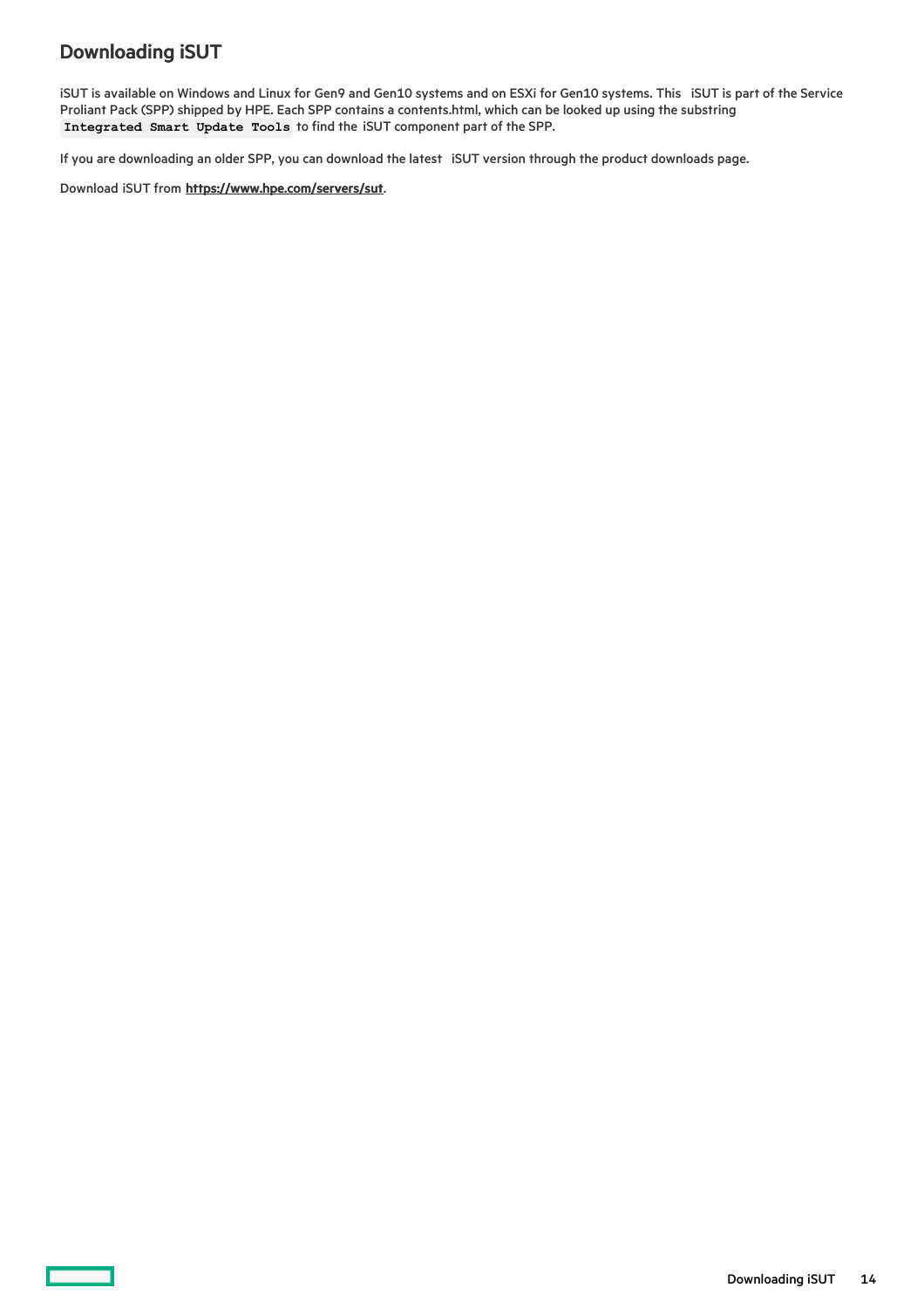## Downloading iSUT

iSUT is available on Windows and Linux for Gen9 and Gen10 systems and on ESXi for Gen10 systems. This iSUT is part of the Service Proliant Pack (SPP) shipped by HPE. Each SPP contains a contents.html, which can be looked up using the substring `Integrated Smart Update Tools` to find the iSUT component part of the SPP.

If you are downloading an older SPP, you can download the latest iSUT version through the product downloads page.

Download iSUT from **https://www.hpe.com/servers/sut**.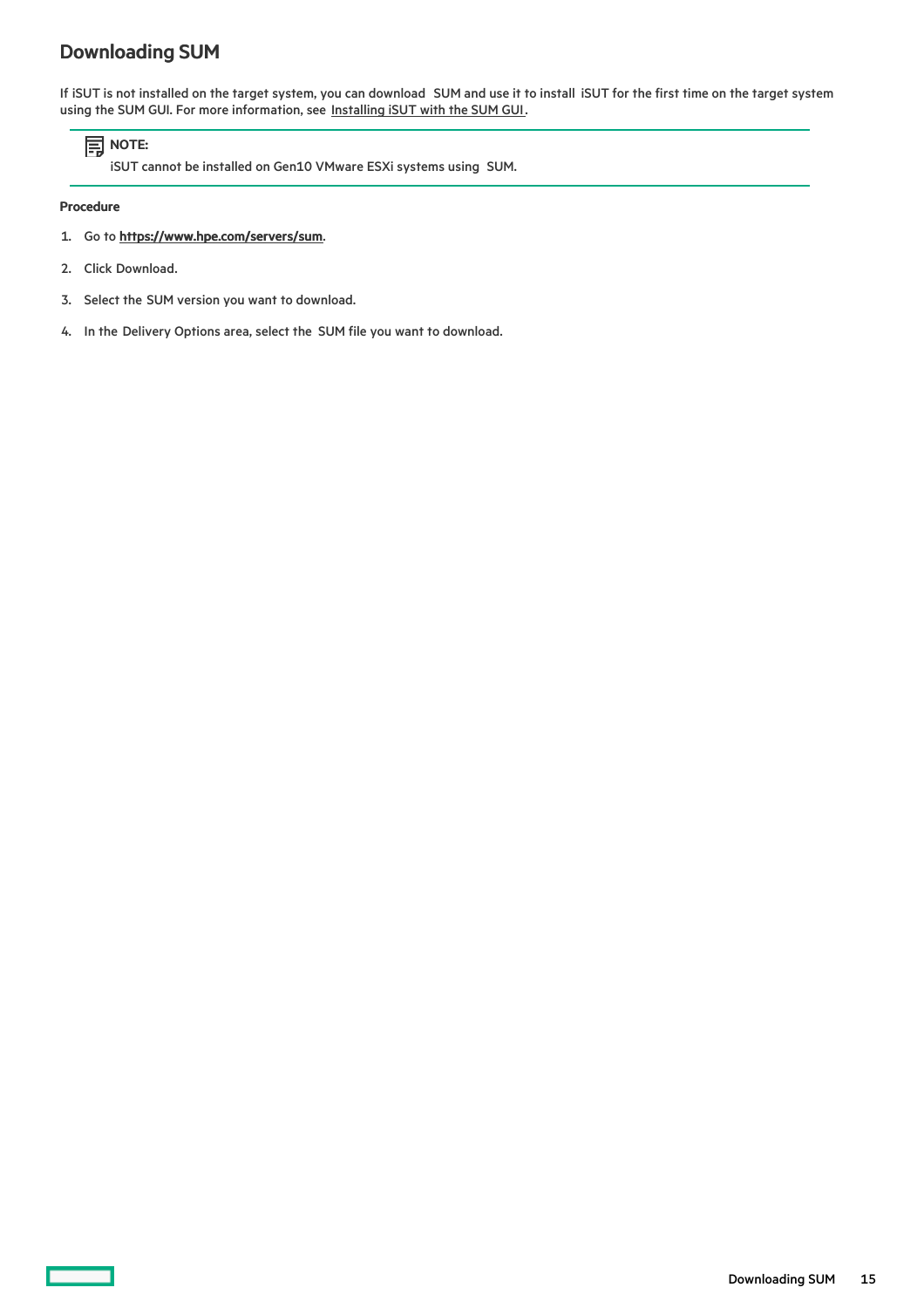## Downloading SUM

If iSUT is not installed on the target system, you can download SUM and use it to install iSUT for the first time on the target system using the SUM GUI. For more information, see Installing iSUT with the SUM GUI.

> **NOTE:**
> iSUT cannot be installed on Gen10 VMware ESXi systems using SUM.

**Procedure**

1. Go to **https://www.hpe.com/servers/sum**.
2. Click Download.
3. Select the SUM version you want to download.
4. In the Delivery Options area, select the SUM file you want to download.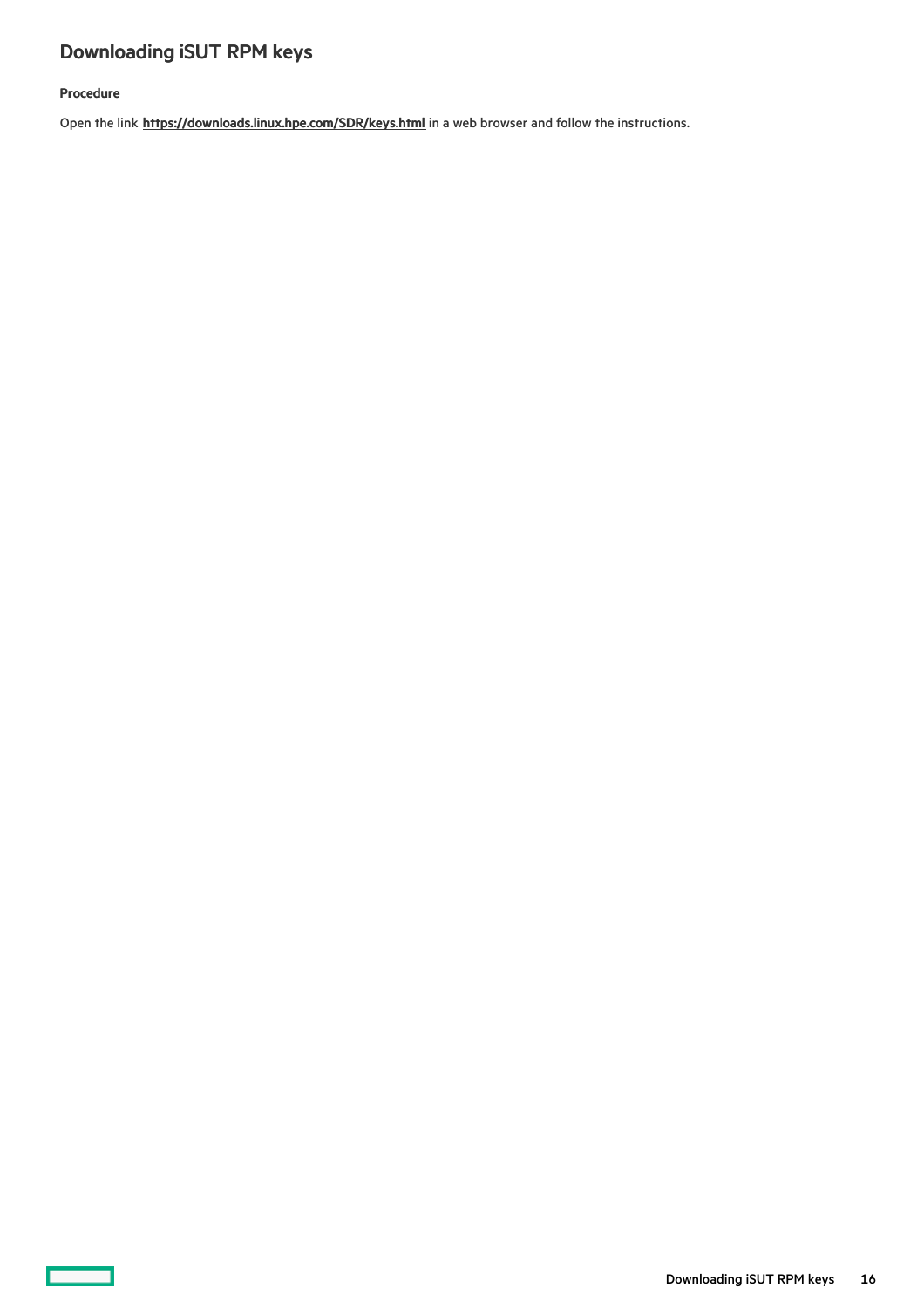## Downloading iSUT RPM keys

**Procedure**

Open the link **https://downloads.linux.hpe.com/SDR/keys.html** in a web browser and follow the instructions.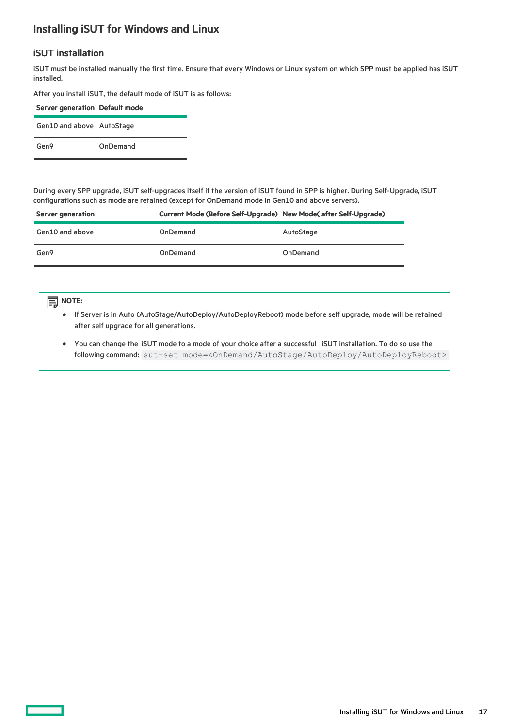## Installing iSUT for Windows and Linux

### iSUT installation

iSUT must be installed manually the first time. Ensure that every Windows or Linux system on which SPP must be applied has iSUT installed.

After you install iSUT, the default mode of iSUT is as follows:

| Server generation | Default mode |
|---|---|
| Gen10 and above | AutoStage |
| Gen9 | OnDemand |

During every SPP upgrade, iSUT self-upgrades itself if the version of iSUT found in SPP is higher. During Self-Upgrade, iSUT configurations such as mode are retained (except for OnDemand mode in Gen10 and above servers).

| Server generation | Current Mode (Before Self-Upgrade) | New Mode( after Self-Upgrade) |
|---|---|---|
| Gen10 and above | OnDemand | AutoStage |
| Gen9 | OnDemand | OnDemand |

**NOTE:**

- If Server is in Auto (AutoStage/AutoDeploy/AutoDeployReboot) mode before self upgrade, mode will be retained after self upgrade for all generations.
- You can change the iSUT mode to a mode of your choice after a successful iSUT installation. To do so use the following command: `sut-set mode=<OnDemand/AutoStage/AutoDeploy/AutoDeployReboot>`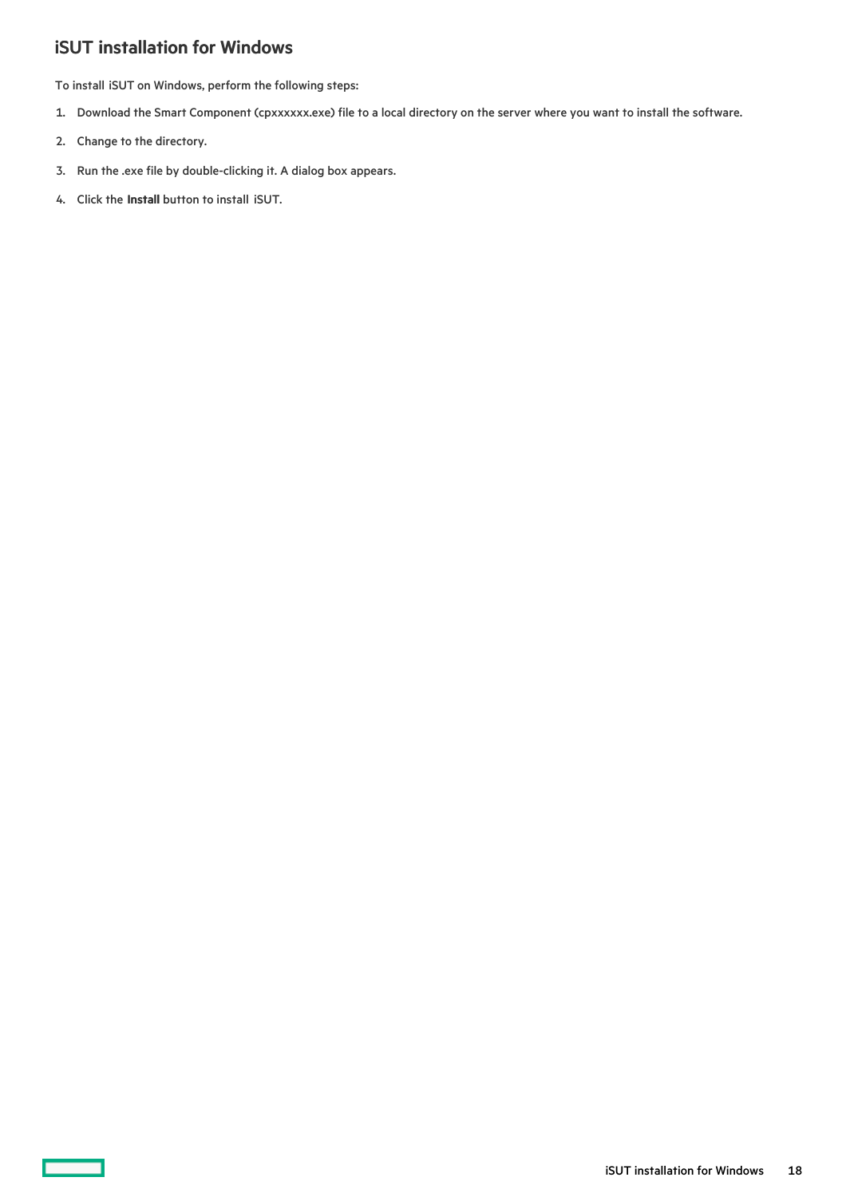## iSUT installation for Windows

To install iSUT on Windows, perform the following steps:

1. Download the Smart Component (cpxxxxxx.exe) file to a local directory on the server where you want to install the software.
2. Change to the directory.
3. Run the .exe file by double-clicking it. A dialog box appears.
4. Click the **Install** button to install iSUT.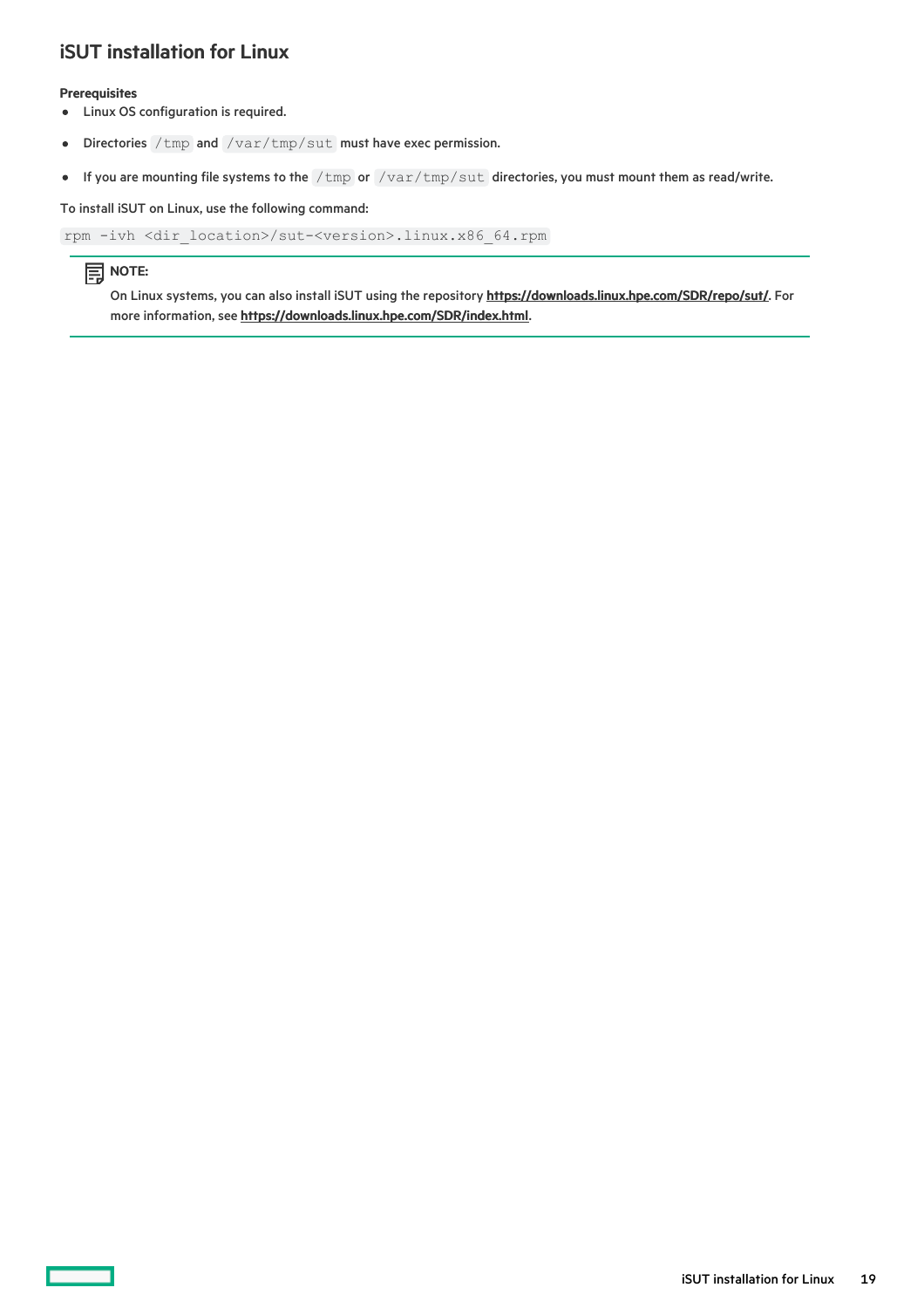## iSUT installation for Linux

**Prerequisites**

- Linux OS configuration is required.
- Directories `/tmp` and `/var/tmp/sut` must have exec permission.
- If you are mounting file systems to the `/tmp` or `/var/tmp/sut` directories, you must mount them as read/write.

To install iSUT on Linux, use the following command:

```
rpm -ivh <dir_location>/sut-<version>.linux.x86_64.rpm
```

> **NOTE:**
>
> On Linux systems, you can also install iSUT using the repository **https://downloads.linux.hpe.com/SDR/repo/sut/**. For more information, see **https://downloads.linux.hpe.com/SDR/index.html**.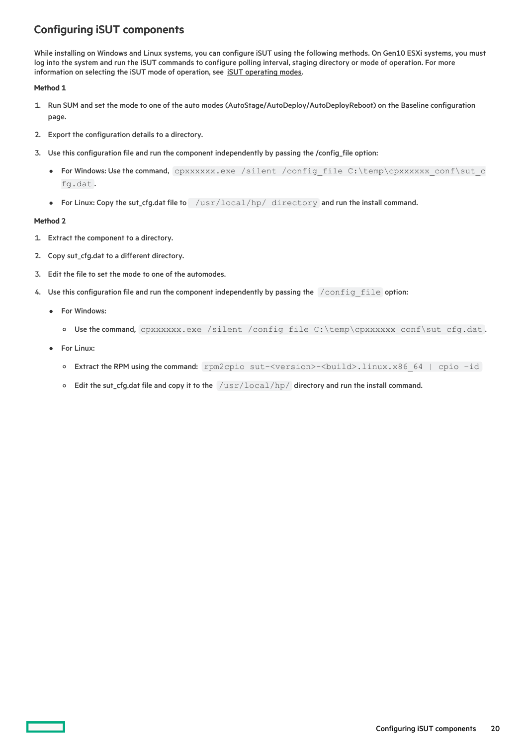## Configuring iSUT components

While installing on Windows and Linux systems, you can configure iSUT using the following methods. On Gen10 ESXi systems, you must log into the system and run the iSUT commands to configure polling interval, staging directory or mode of operation. For more information on selecting the iSUT mode of operation, see iSUT operating modes.

**Method 1**

1. Run SUM and set the mode to one of the auto modes (AutoStage/AutoDeploy/AutoDeployReboot) on the Baseline configuration page.
2. Export the configuration details to a directory.
3. Use this configuration file and run the component independently by passing the /config_file option:
   - For Windows: Use the command, `cpxxxxxx.exe /silent /config_file C:\temp\cpxxxxxx_conf\sut_cfg.dat`.
   - For Linux: Copy the sut_cfg.dat file to `/usr/local/hp/ directory` and run the install command.

**Method 2**

1. Extract the component to a directory.
2. Copy sut_cfg.dat to a different directory.
3. Edit the file to set the mode to one of the automodes.
4. Use this configuration file and run the component independently by passing the `/config_file` option:
   - For Windows:
     - Use the command, `cpxxxxxx.exe /silent /config_file C:\temp\cpxxxxxx_conf\sut_cfg.dat`.
   - For Linux:
     - Extract the RPM using the command: `rpm2cpio sut-<version>-<build>.linux.x86_64 | cpio -id`
     - Edit the sut_cfg.dat file and copy it to the `/usr/local/hp/` directory and run the install command.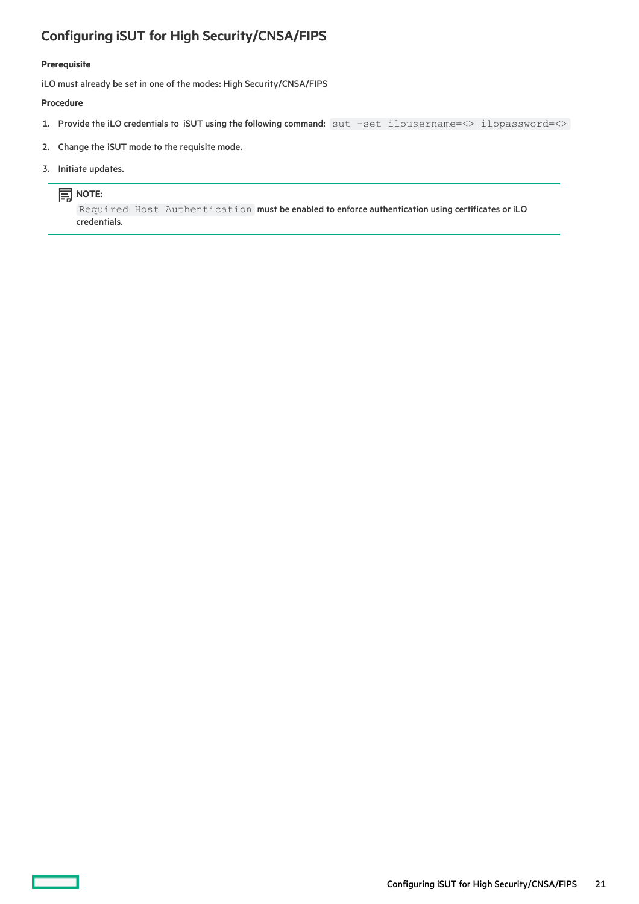## Configuring iSUT for High Security/CNSA/FIPS

**Prerequisite**

iLO must already be set in one of the modes: High Security/CNSA/FIPS

**Procedure**

1. Provide the iLO credentials to iSUT using the following command: `sut -set ilousername=<> ilopassword=<>`
2. Change the iSUT mode to the requisite mode.
3. Initiate updates.

> **NOTE:**
> `Required Host Authentication` must be enabled to enforce authentication using certificates or iLO credentials.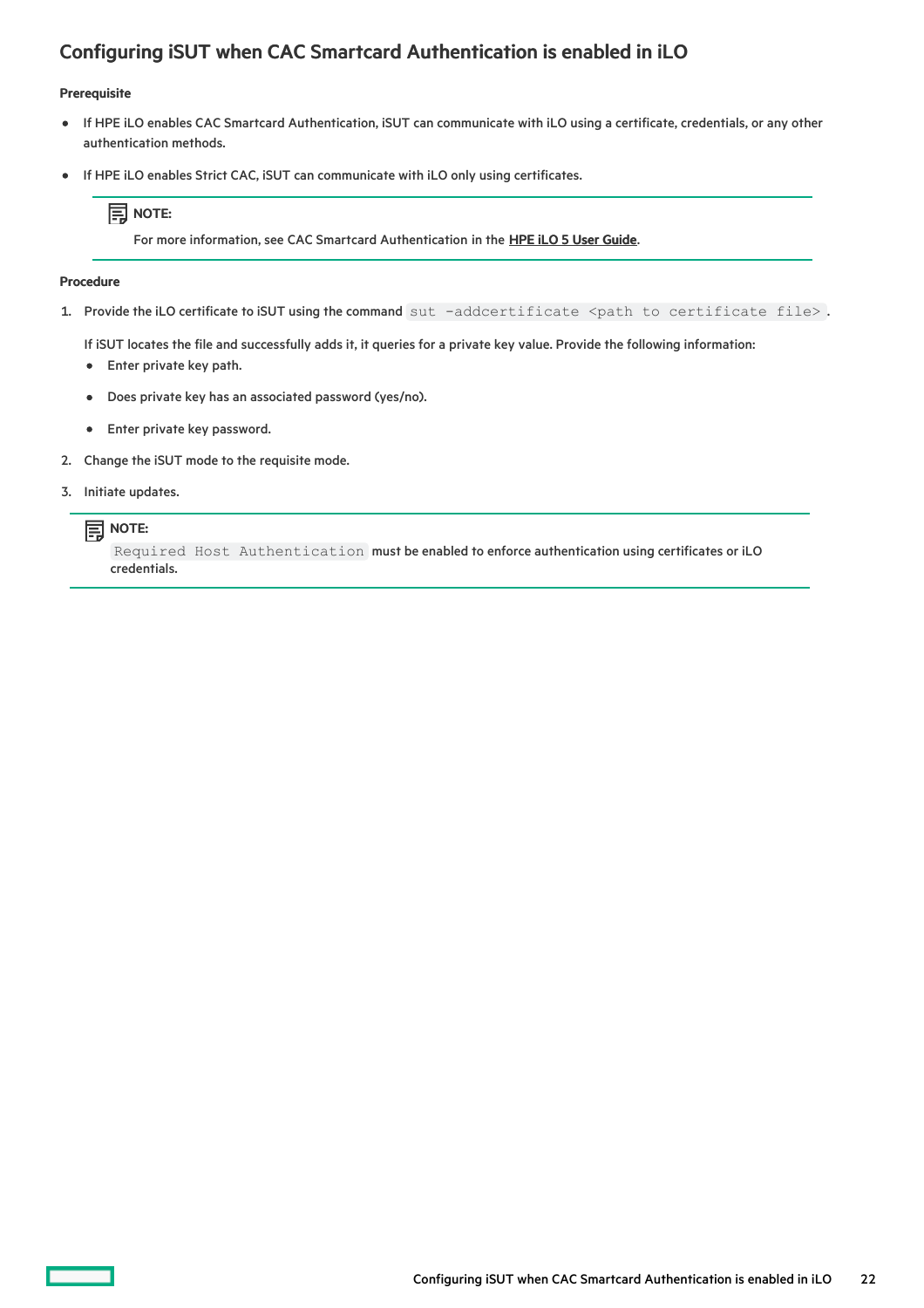## Configuring iSUT when CAC Smartcard Authentication is enabled in iLO

**Prerequisite**

- If HPE iLO enables CAC Smartcard Authentication, iSUT can communicate with iLO using a certificate, credentials, or any other authentication methods.
- If HPE iLO enables Strict CAC, iSUT can communicate with iLO only using certificates.

> **NOTE:**
>
> For more information, see CAC Smartcard Authentication in the **HPE iLO 5 User Guide**.

**Procedure**

1. Provide the iLO certificate to iSUT using the command `sut -addcertificate <path to certificate file>`.

   If iSUT locates the file and successfully adds it, it queries for a private key value. Provide the following information:

   - Enter private key path.
   - Does private key has an associated password (yes/no).
   - Enter private key password.

2. Change the iSUT mode to the requisite mode.
3. Initiate updates.

> **NOTE:**
>
> `Required Host Authentication` must be enabled to enforce authentication using certificates or iLO credentials.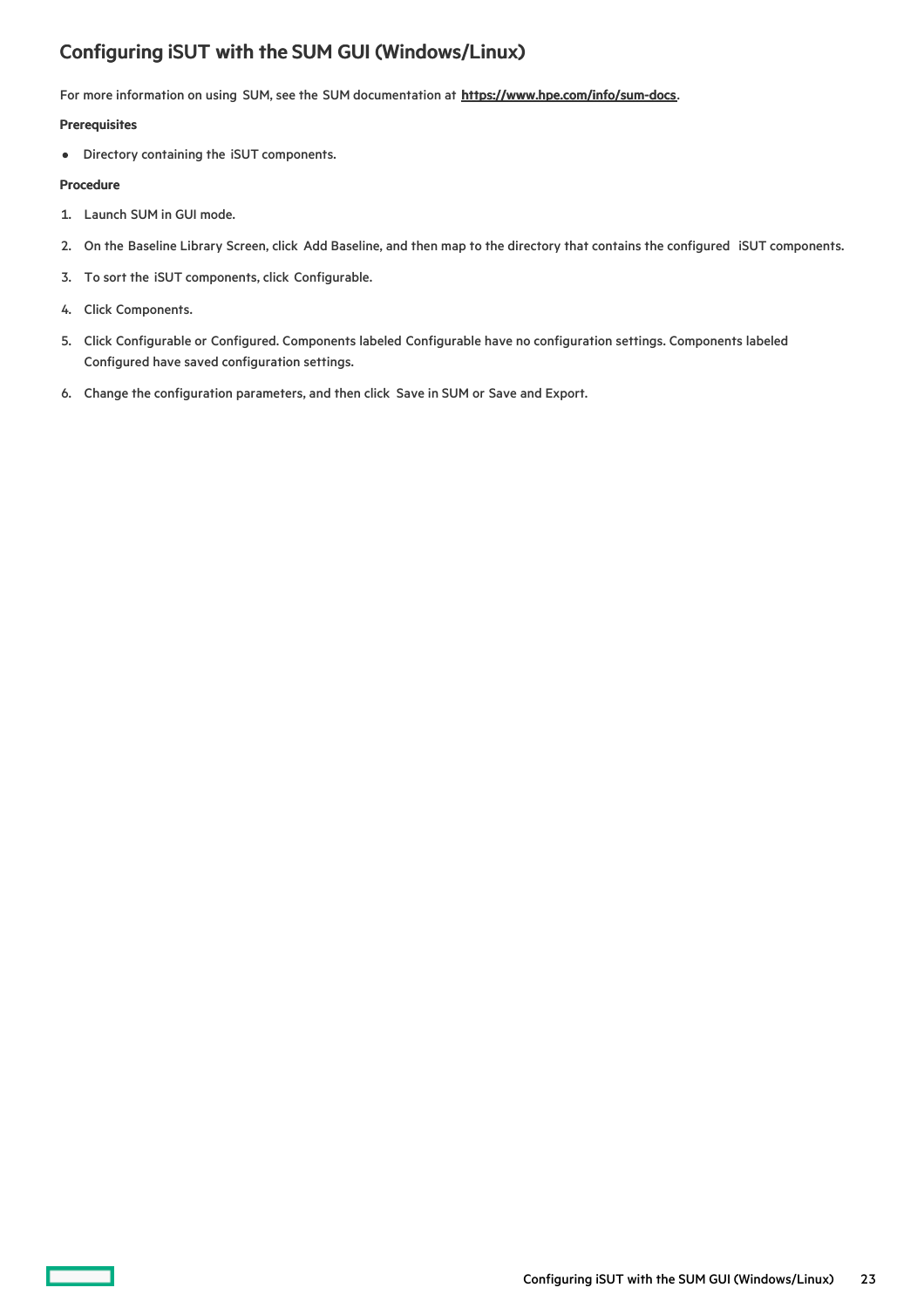## Configuring iSUT with the SUM GUI (Windows/Linux)

For more information on using SUM, see the SUM documentation at **https://www.hpe.com/info/sum-docs**.

**Prerequisites**

- Directory containing the iSUT components.

**Procedure**

1. Launch SUM in GUI mode.
2. On the Baseline Library Screen, click Add Baseline, and then map to the directory that contains the configured iSUT components.
3. To sort the iSUT components, click Configurable.
4. Click Components.
5. Click Configurable or Configured. Components labeled Configurable have no configuration settings. Components labeled Configured have saved configuration settings.
6. Change the configuration parameters, and then click Save in SUM or Save and Export.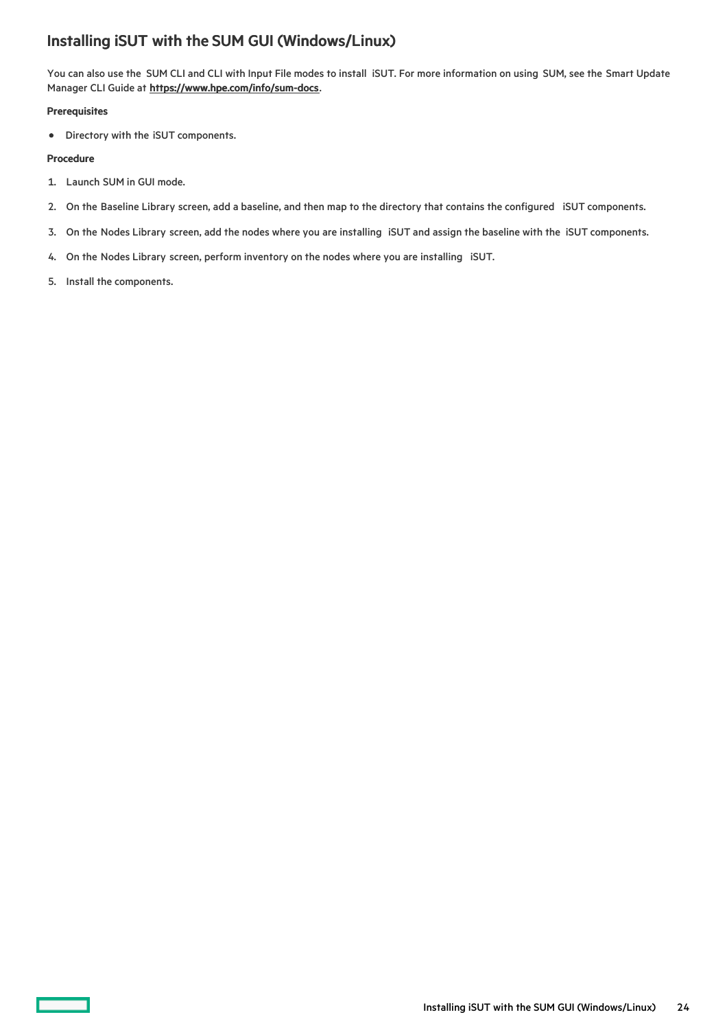## Installing iSUT with the SUM GUI (Windows/Linux)

You can also use the SUM CLI and CLI with Input File modes to install iSUT. For more information on using SUM, see the Smart Update Manager CLI Guide at **https://www.hpe.com/info/sum-docs**.

**Prerequisites**

- Directory with the iSUT components.

**Procedure**

1. Launch SUM in GUI mode.
2. On the Baseline Library screen, add a baseline, and then map to the directory that contains the configured iSUT components.
3. On the Nodes Library screen, add the nodes where you are installing iSUT and assign the baseline with the iSUT components.
4. On the Nodes Library screen, perform inventory on the nodes where you are installing iSUT.
5. Install the components.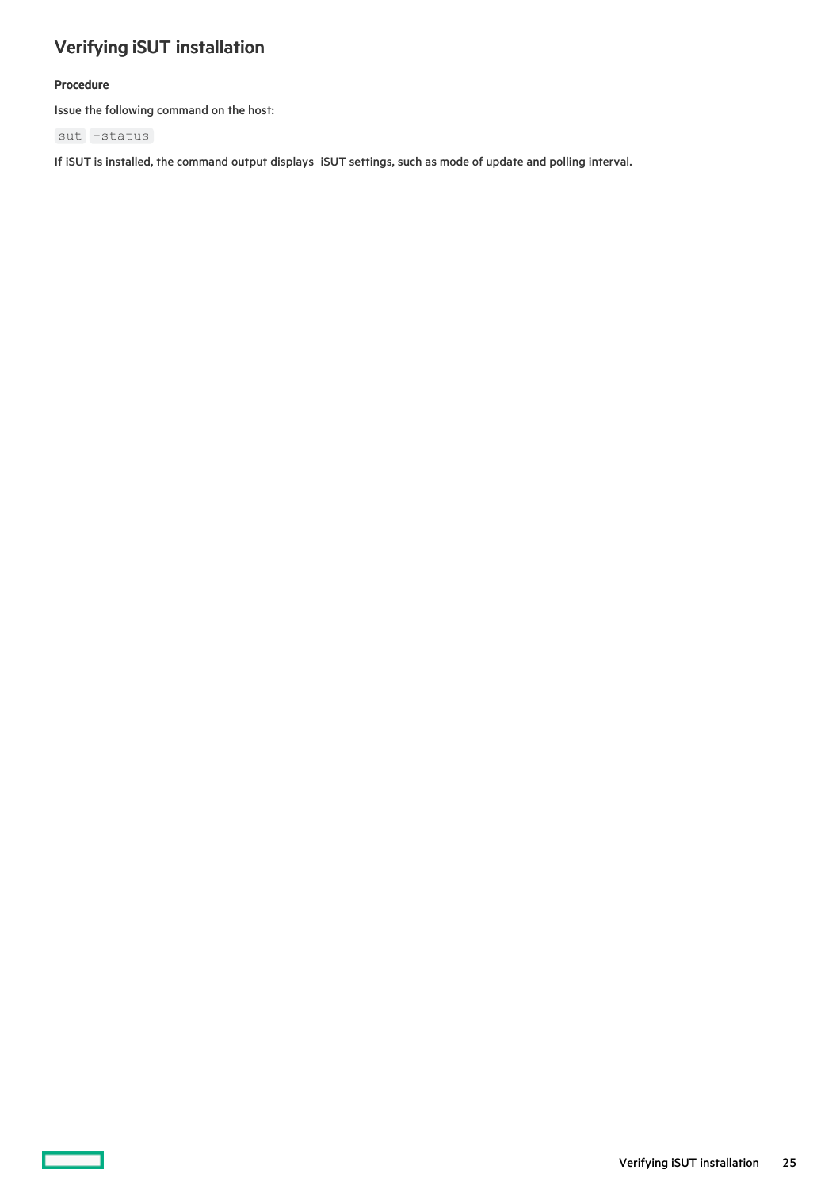## Verifying iSUT installation

#### Procedure

Issue the following command on the host:

```
sut -status
```

If iSUT is installed, the command output displays iSUT settings, such as mode of update and polling interval.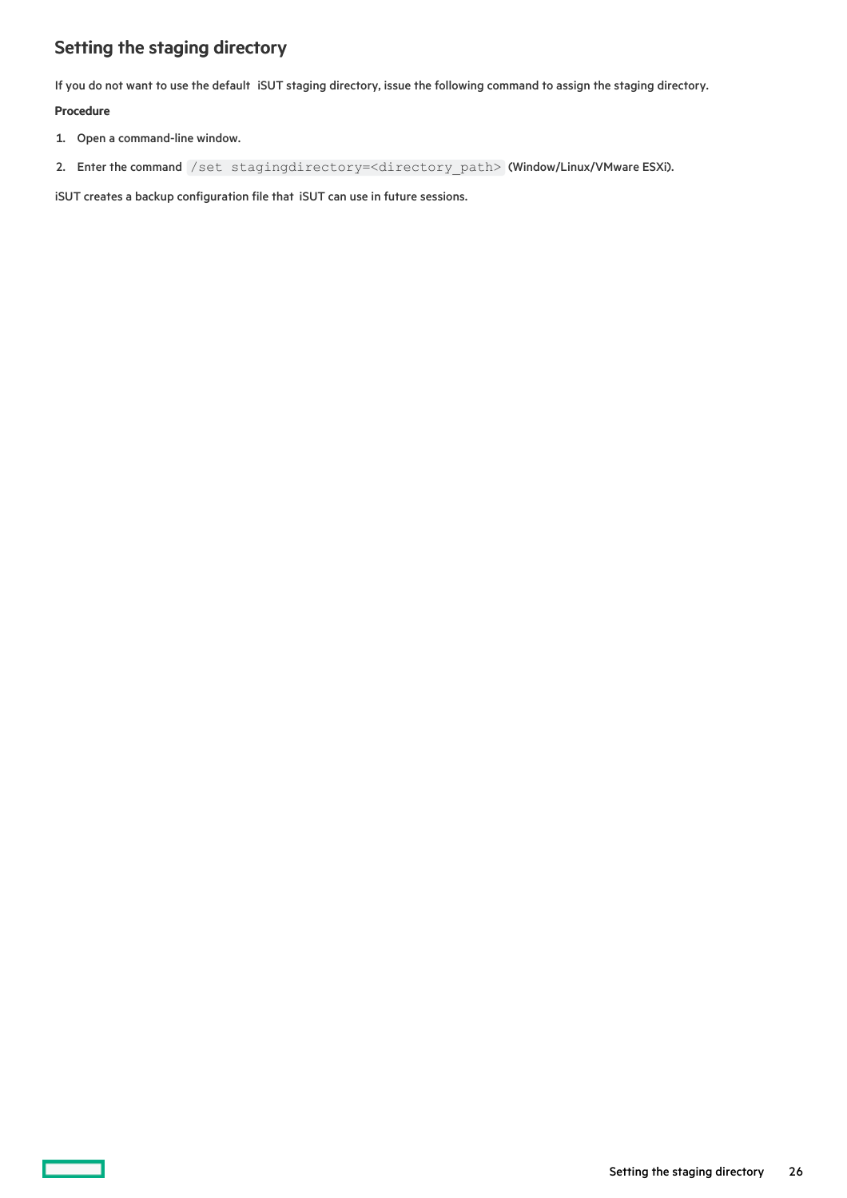## Setting the staging directory

If you do not want to use the default iSUT staging directory, issue the following command to assign the staging directory.

**Procedure**

1. Open a command-line window.
2. Enter the command `/set stagingdirectory=<directory_path>` (Window/Linux/VMware ESXi).

iSUT creates a backup configuration file that iSUT can use in future sessions.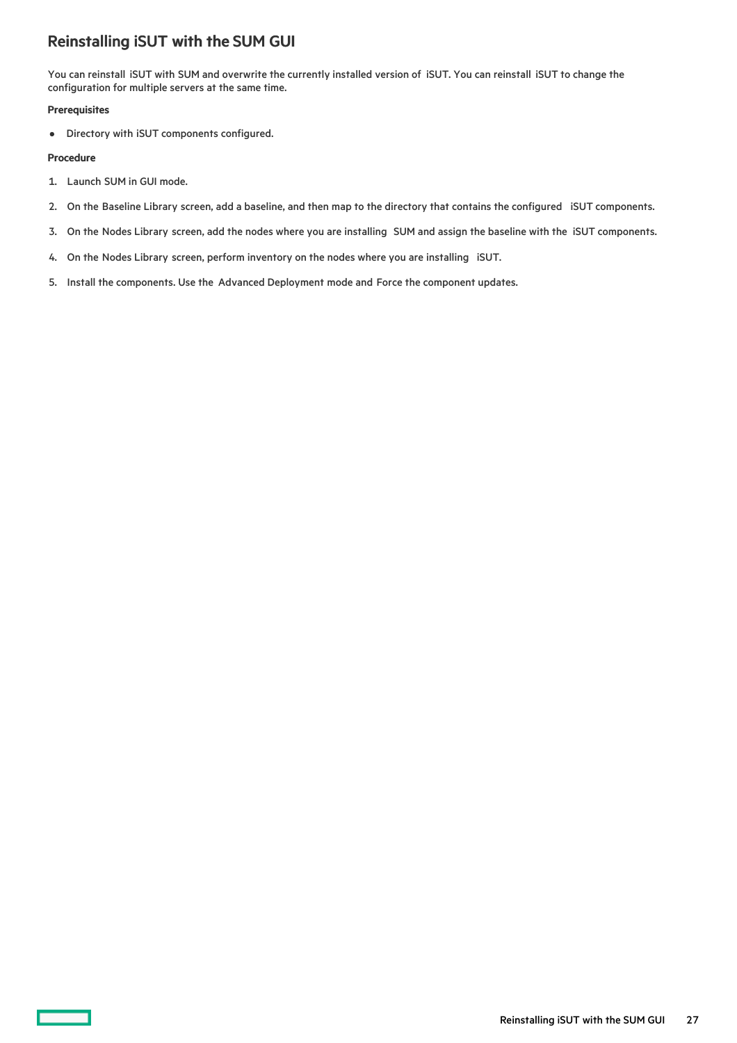## Reinstalling iSUT with the SUM GUI

You can reinstall iSUT with SUM and overwrite the currently installed version of iSUT. You can reinstall iSUT to change the configuration for multiple servers at the same time.

**Prerequisites**

- Directory with iSUT components configured.

**Procedure**

1. Launch SUM in GUI mode.
2. On the Baseline Library screen, add a baseline, and then map to the directory that contains the configured iSUT components.
3. On the Nodes Library screen, add the nodes where you are installing SUM and assign the baseline with the iSUT components.
4. On the Nodes Library screen, perform inventory on the nodes where you are installing iSUT.
5. Install the components. Use the Advanced Deployment mode and Force the component updates.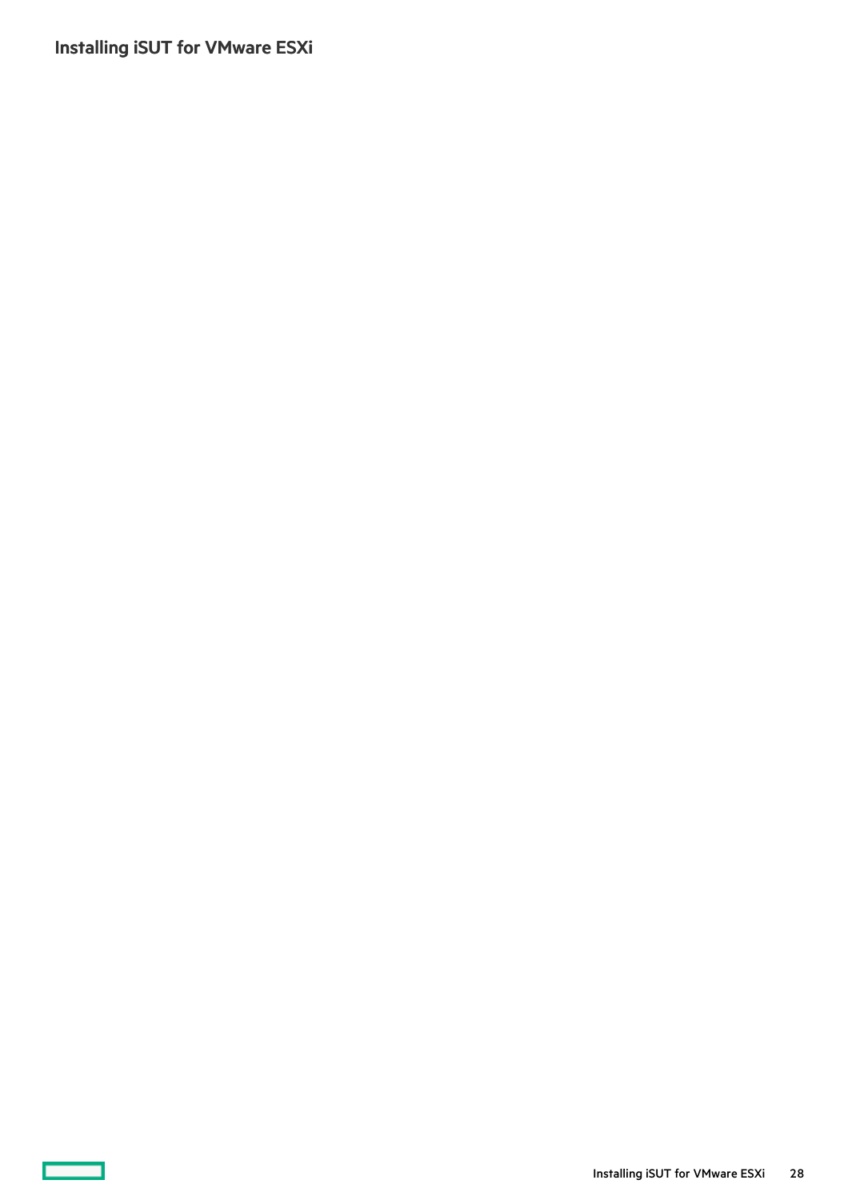## Installing iSUT for VMware ESXi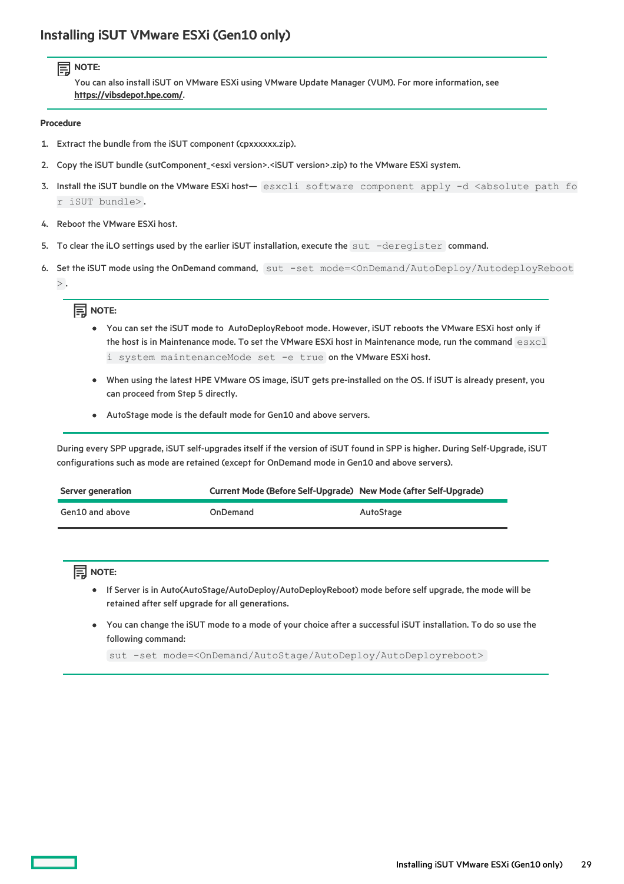## Installing iSUT VMware ESXi (Gen10 only)

> **NOTE:**
> You can also install iSUT on VMware ESXi using VMware Update Manager (VUM). For more information, see **https://vibsdepot.hpe.com/**.

**Procedure**

1. Extract the bundle from the iSUT component (cpxxxxxx.zip).
2. Copy the iSUT bundle (sutComponent_<esxi version>.<iSUT version>.zip) to the VMware ESXi system.
3. Install the iSUT bundle on the VMware ESXi host— `esxcli software component apply -d <absolute path for iSUT bundle>`.
4. Reboot the VMware ESXi host.
5. To clear the iLO settings used by the earlier iSUT installation, execute the `sut -deregister` command.
6. Set the iSUT mode using the OnDemand command, `sut -set mode=<OnDemand/AutoDeploy/AutodeployReboot>`.

   > **NOTE:**
   > - You can set the iSUT mode to AutoDeployReboot mode. However, iSUT reboots the VMware ESXi host only if the host is in Maintenance mode. To set the VMware ESXi host in Maintenance mode, run the command `esxcli system maintenanceMode set -e true` on the VMware ESXi host.
   > - When using the latest HPE VMware OS image, iSUT gets pre-installed on the OS. If iSUT is already present, you can proceed from Step 5 directly.
   > - AutoStage mode is the default mode for Gen10 and above servers.

   During every SPP upgrade, iSUT self-upgrades itself if the version of iSUT found in SPP is higher. During Self-Upgrade, iSUT configurations such as mode are retained (except for OnDemand mode in Gen10 and above servers).

   | Server generation | Current Mode (Before Self-Upgrade) | New Mode (after Self-Upgrade) |
   |---|---|---|
   | Gen10 and above | OnDemand | AutoStage |

   > **NOTE:**
   > - If Server is in Auto(AutoStage/AutoDeploy/AutoDeployReboot) mode before self upgrade, the mode will be retained after self upgrade for all generations.
   > - You can change the iSUT mode to a mode of your choice after a successful iSUT installation. To do so use the following command:
   >
   >   `sut -set mode=<OnDemand/AutoStage/AutoDeploy/AutoDeployreboot>`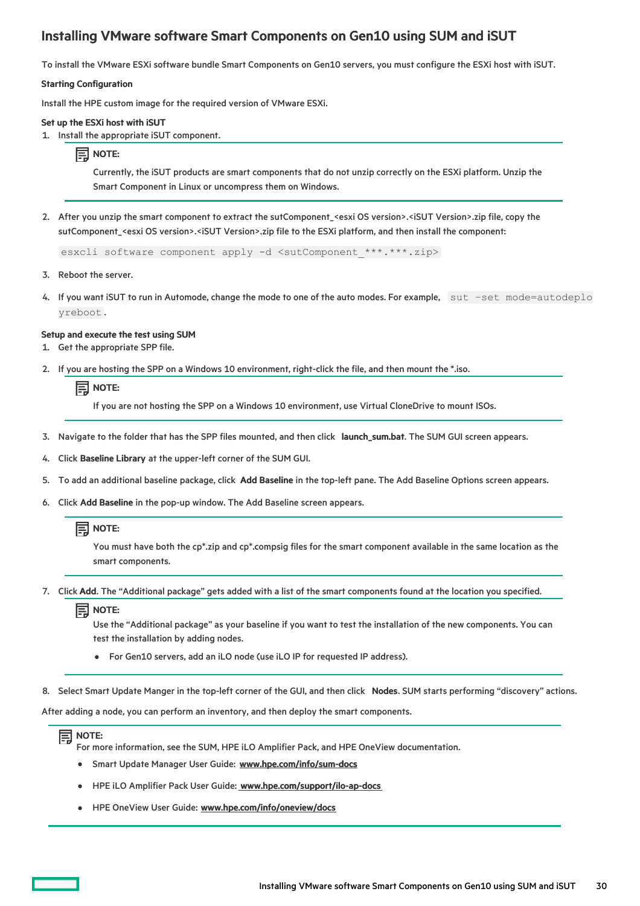## Installing VMware software Smart Components on Gen10 using SUM and iSUT

To install the VMware ESXi software bundle Smart Components on Gen10 servers, you must configure the ESXi host with iSUT.

**Starting Configuration**

Install the HPE custom image for the required version of VMware ESXi.

**Set up the ESXi host with iSUT**

1. Install the appropriate iSUT component.

   > **NOTE:**
   >
   > Currently, the iSUT products are smart components that do not unzip correctly on the ESXi platform. Unzip the Smart Component in Linux or uncompress them on Windows.

2. After you unzip the smart component to extract the sutComponent_<esxi OS version>.<iSUT Version>.zip file, copy the sutComponent_<esxi OS version>.<iSUT Version>.zip file to the ESXi platform, and then install the component:

   ```
   esxcli software component apply -d <sutComponent_***.***.zip>
   ```

3. Reboot the server.

4. If you want iSUT to run in Automode, change the mode to one of the auto modes. For example, `sut -set mode=autodeployreboot`.

**Setup and execute the test using SUM**

1. Get the appropriate SPP file.

2. If you are hosting the SPP on a Windows 10 environment, right-click the file, and then mount the *.iso.

   > **NOTE:**
   >
   > If you are not hosting the SPP on a Windows 10 environment, use Virtual CloneDrive to mount ISOs.

3. Navigate to the folder that has the SPP files mounted, and then click **launch_sum.bat**. The SUM GUI screen appears.

4. Click **Baseline Library** at the upper-left corner of the SUM GUI.

5. To add an additional baseline package, click **Add Baseline** in the top-left pane. The Add Baseline Options screen appears.

6. Click **Add Baseline** in the pop-up window. The Add Baseline screen appears.

   > **NOTE:**
   >
   > You must have both the cp*.zip and cp*.compsig files for the smart component available in the same location as the smart components.

7. Click **Add**. The “Additional package” gets added with a list of the smart components found at the location you specified.

   > **NOTE:**
   >
   > Use the “Additional package” as your baseline if you want to test the installation of the new components. You can test the installation by adding nodes.
   >
   > - For Gen10 servers, add an iLO node (use iLO IP for requested IP address).

8. Select Smart Update Manger in the top-left corner of the GUI, and then click **Nodes**. SUM starts performing “discovery” actions.

After adding a node, you can perform an inventory, and then deploy the smart components.

> **NOTE:**
>
> For more information, see the SUM, HPE iLO Amplifier Pack, and HPE OneView documentation.
>
> - Smart Update Manager User Guide: **www.hpe.com/info/sum-docs**
> - HPE iLO Amplifier Pack User Guide: **www.hpe.com/support/ilo-ap-docs**
> - HPE OneView User Guide: **www.hpe.com/info/oneview/docs**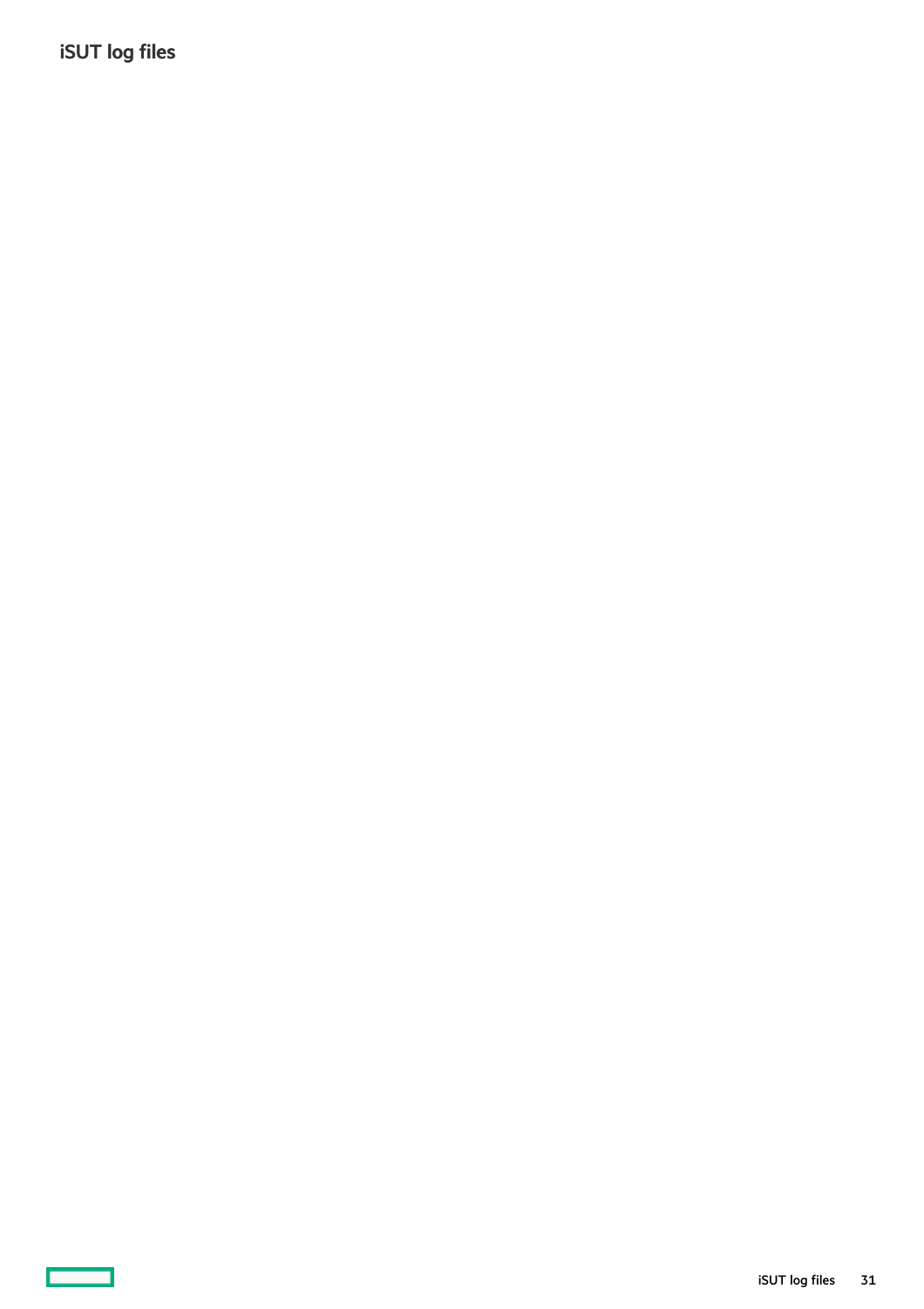# iSUT log files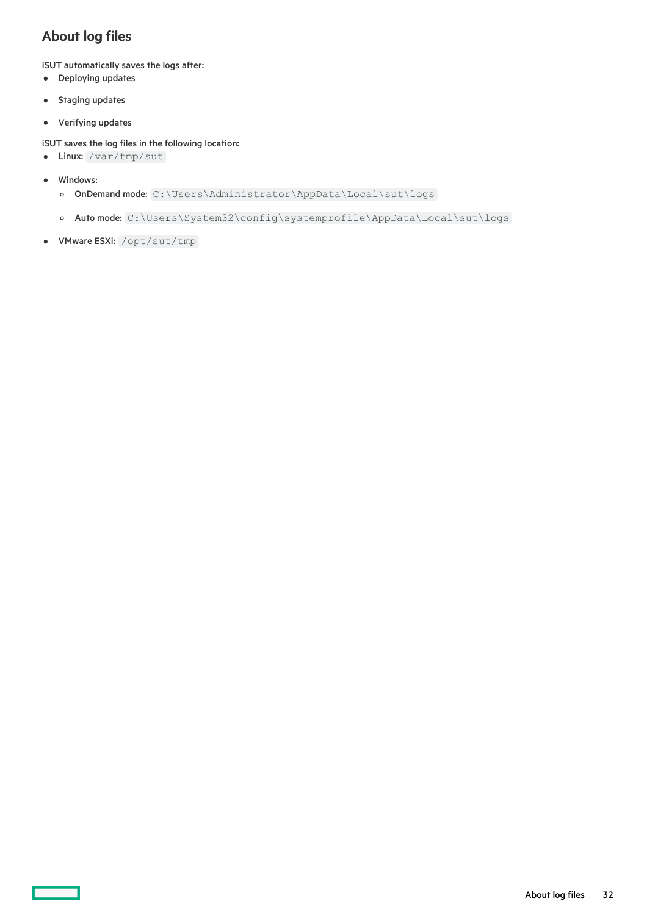## About log files

iSUT automatically saves the logs after:

- Deploying updates
- Staging updates
- Verifying updates

iSUT saves the log files in the following location:

- Linux: `/var/tmp/sut`
- Windows:
  - OnDemand mode: `C:\Users\Administrator\AppData\Local\sut\logs`
  - Auto mode: `C:\Users\System32\config\systemprofile\AppData\Local\sut\logs`
- VMware ESXi: `/opt/sut/tmp`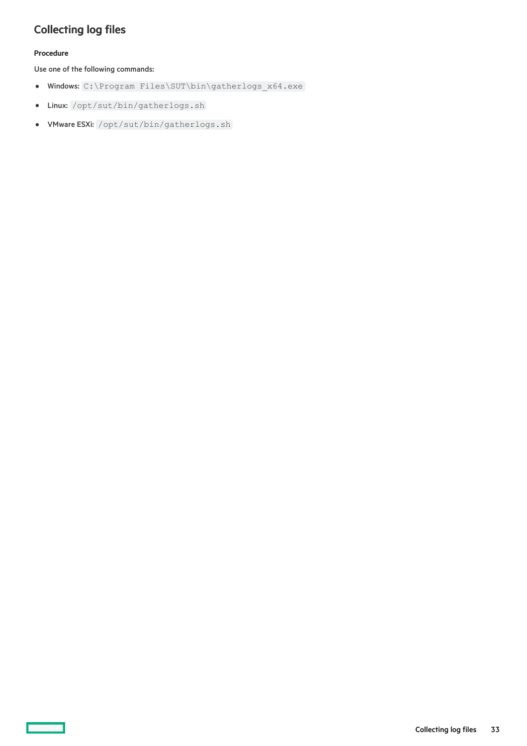# Collecting log files

**Procedure**

Use one of the following commands:

- **Windows:** `C:\Program Files\SUT\bin\gatherlogs_x64.exe`
- **Linux:** `/opt/sut/bin/gatherlogs.sh`
- **VMware ESXi:** `/opt/sut/bin/gatherlogs.sh`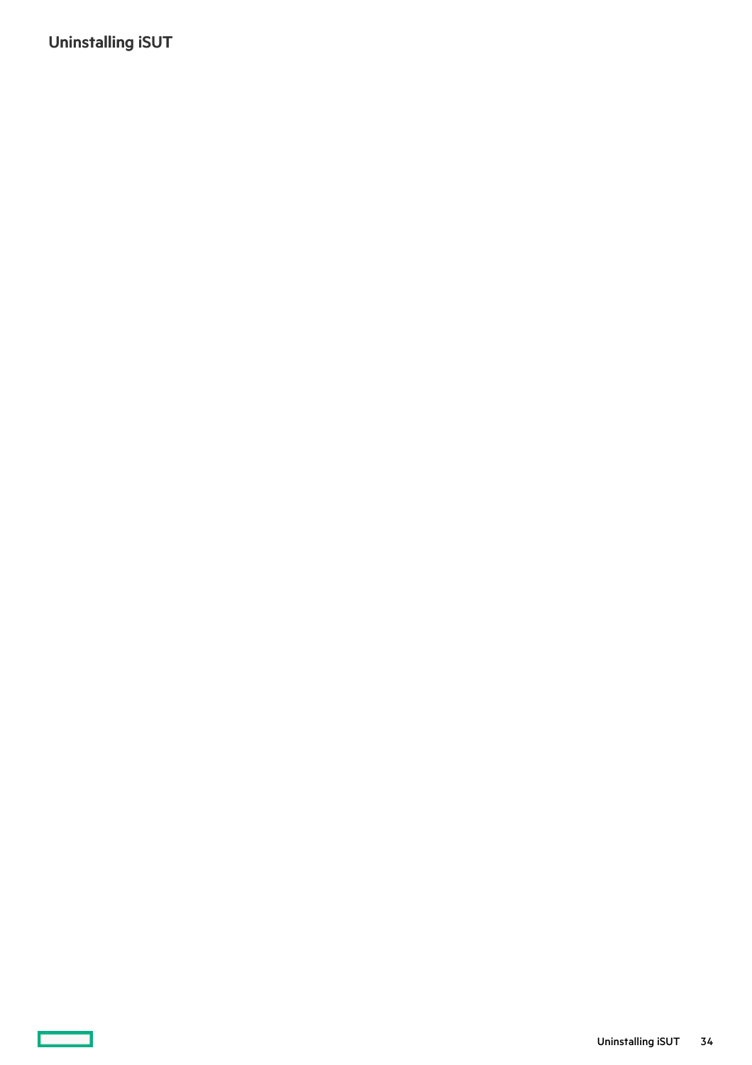## Uninstalling iSUT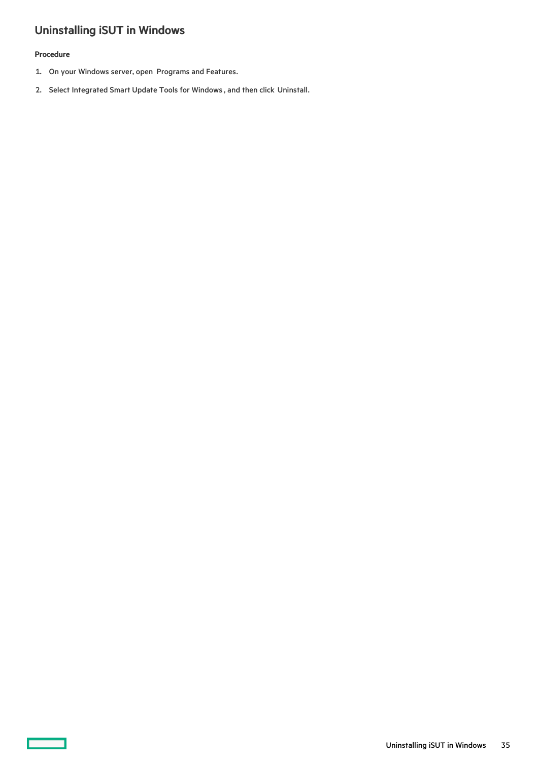## Uninstalling iSUT in Windows

**Procedure**

1. On your Windows server, open Programs and Features.
2. Select Integrated Smart Update Tools for Windows, and then click Uninstall.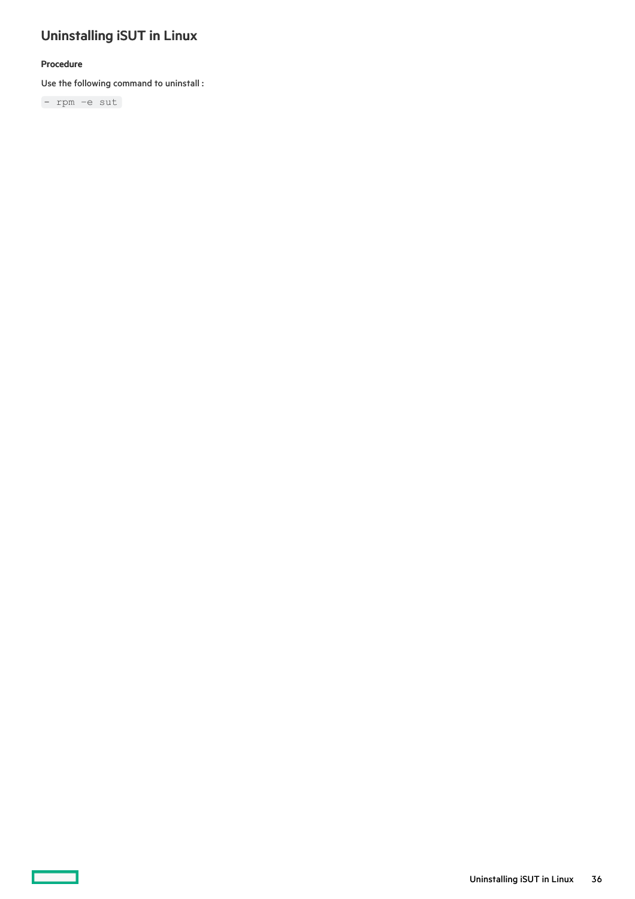# Uninstalling iSUT in Linux

### Procedure

Use the following command to uninstall :

```
- rpm -e sut
```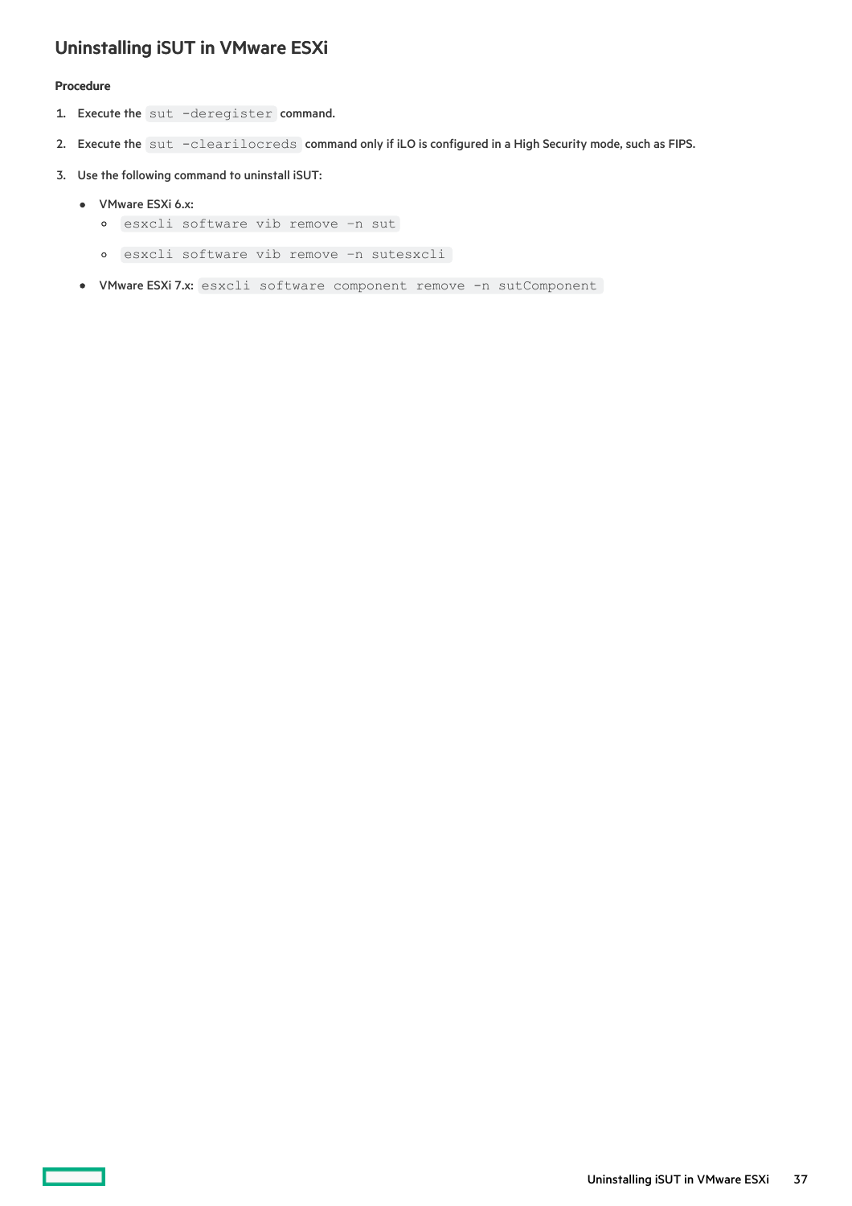## Uninstalling iSUT in VMware ESXi

**Procedure**

1. Execute the `sut -deregister` command.
2. Execute the `sut -clearilocreds` command only if iLO is configured in a High Security mode, such as FIPS.
3. Use the following command to uninstall iSUT:
   - VMware ESXi 6.x:
     - `esxcli software vib remove -n sut`
     - `esxcli software vib remove -n sutesxcli`
   - VMware ESXi 7.x: `esxcli software component remove -n sutComponent`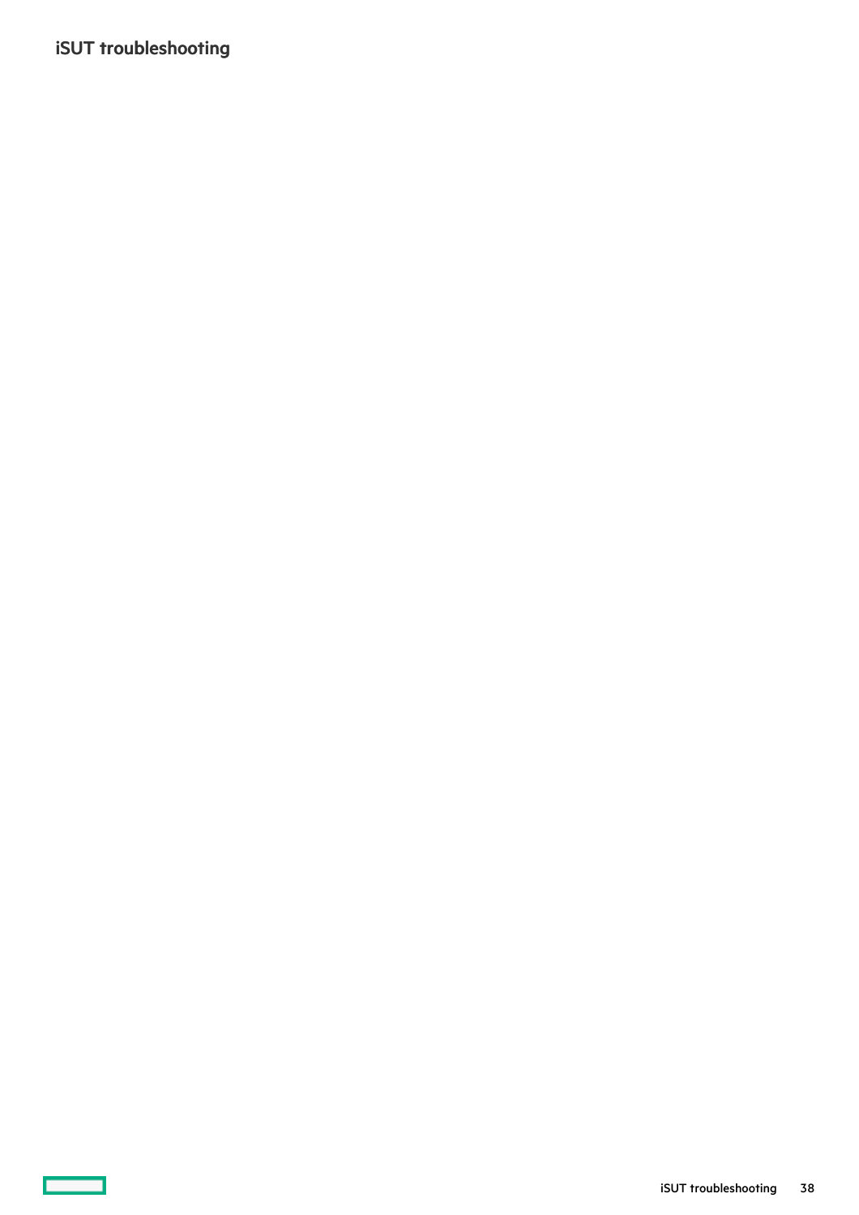# iSUT troubleshooting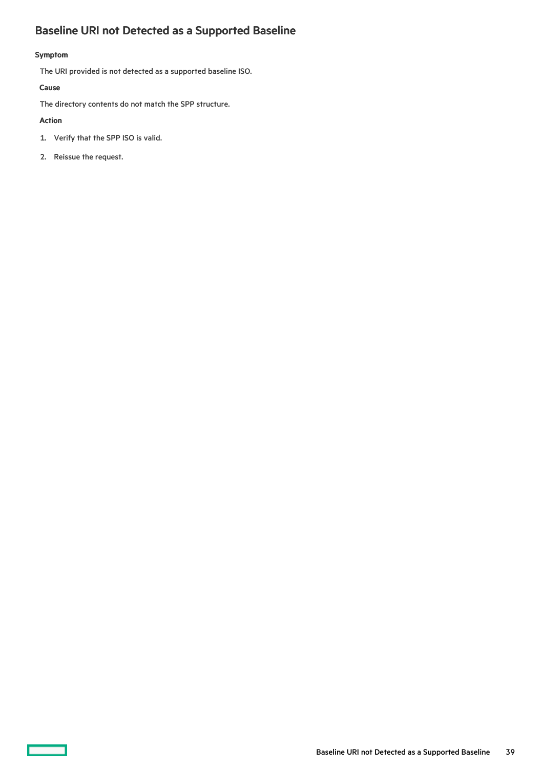## Baseline URI not Detected as a Supported Baseline

**Symptom**

The URI provided is not detected as a supported baseline ISO.

**Cause**

The directory contents do not match the SPP structure.

**Action**

1. Verify that the SPP ISO is valid.
2. Reissue the request.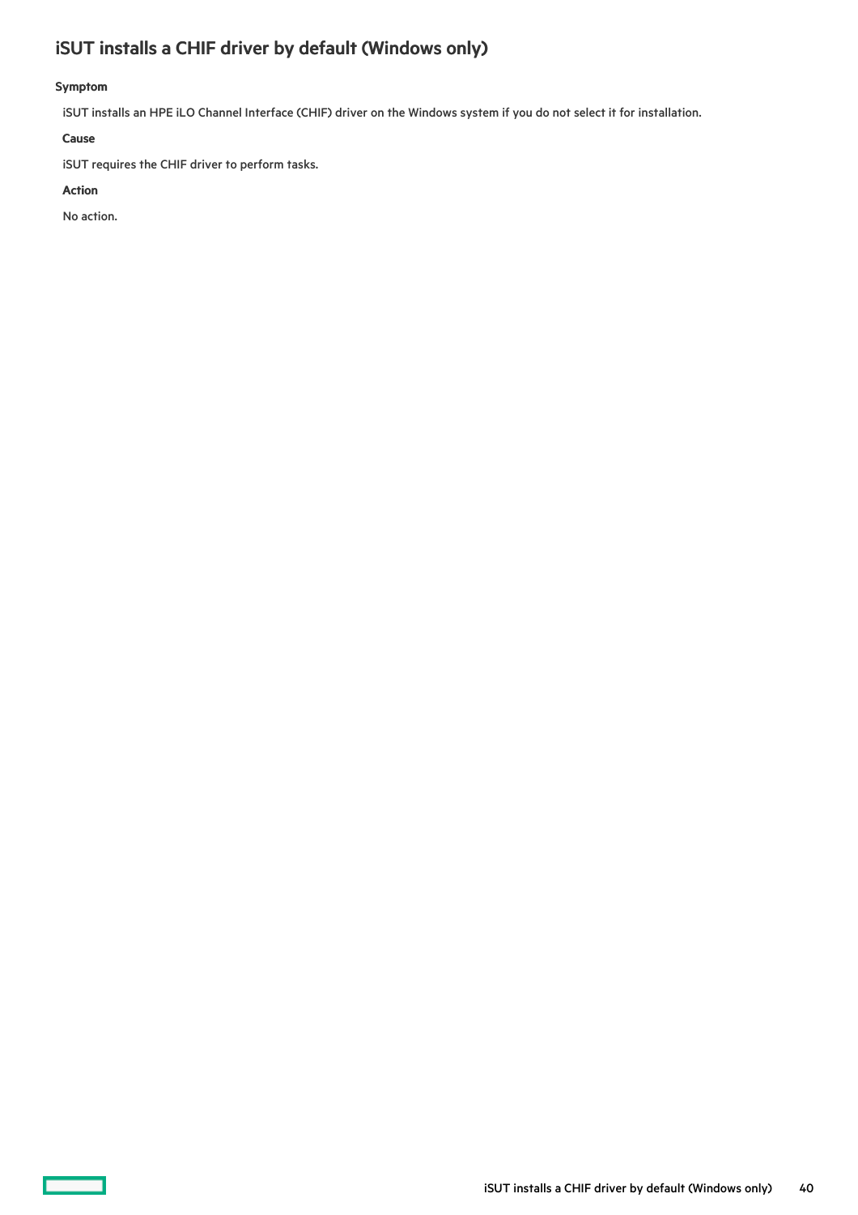# iSUT installs a CHIF driver by default (Windows only)

**Symptom**

iSUT installs an HPE iLO Channel Interface (CHIF) driver on the Windows system if you do not select it for installation.

**Cause**

iSUT requires the CHIF driver to perform tasks.

**Action**

No action.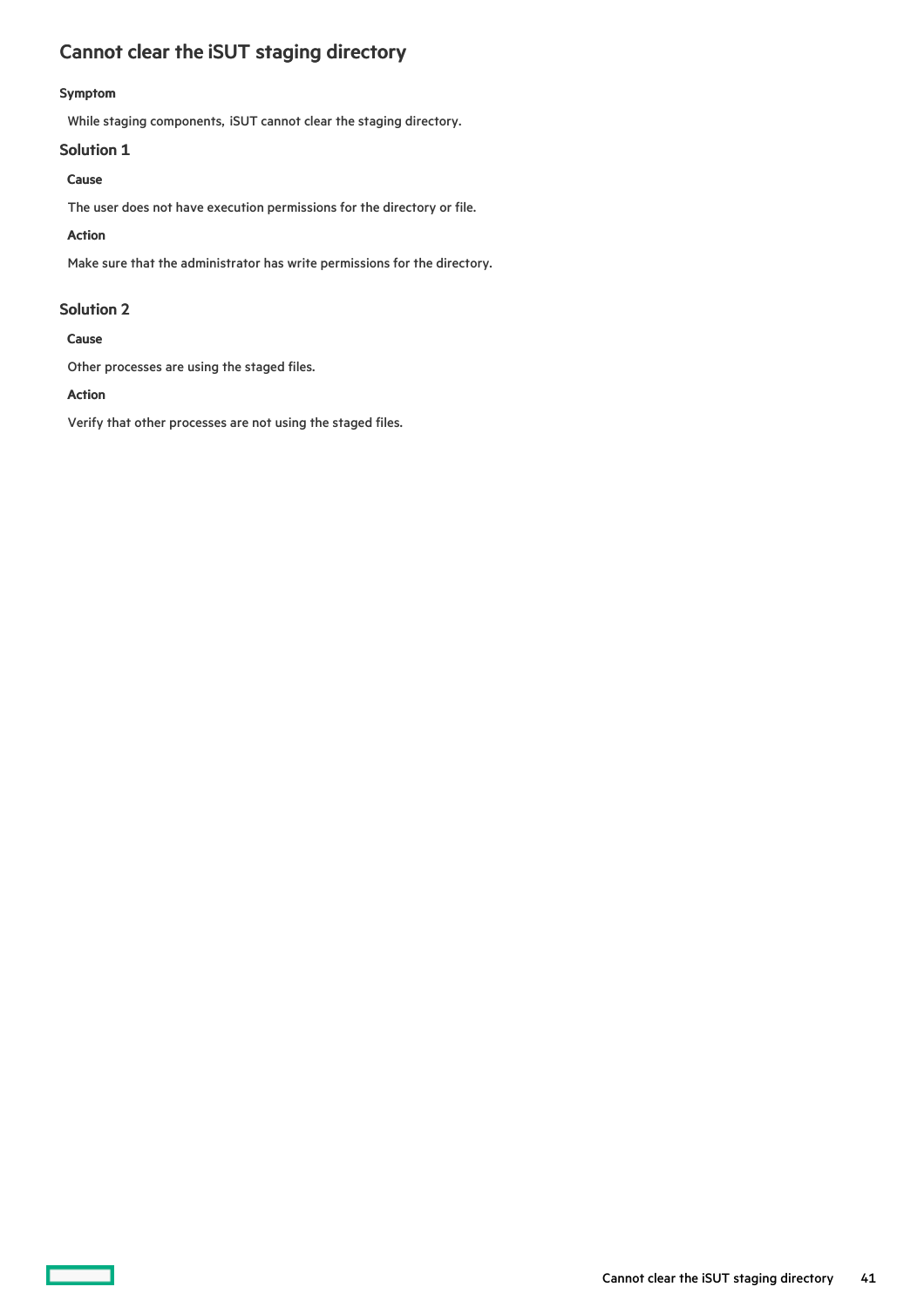## Cannot clear the iSUT staging directory

**Symptom**

While staging components, iSUT cannot clear the staging directory.

### Solution 1

**Cause**

The user does not have execution permissions for the directory or file.

**Action**

Make sure that the administrator has write permissions for the directory.

### Solution 2

**Cause**

Other processes are using the staged files.

**Action**

Verify that other processes are not using the staged files.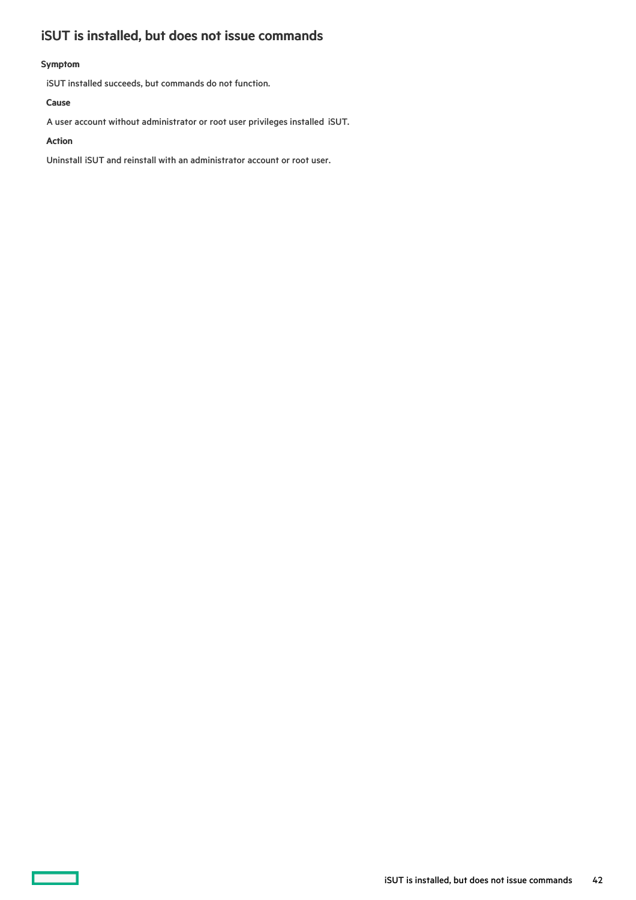## iSUT is installed, but does not issue commands

#### Symptom

iSUT installed succeeds, but commands do not function.

#### Cause

A user account without administrator or root user privileges installed iSUT.

#### Action

Uninstall iSUT and reinstall with an administrator account or root user.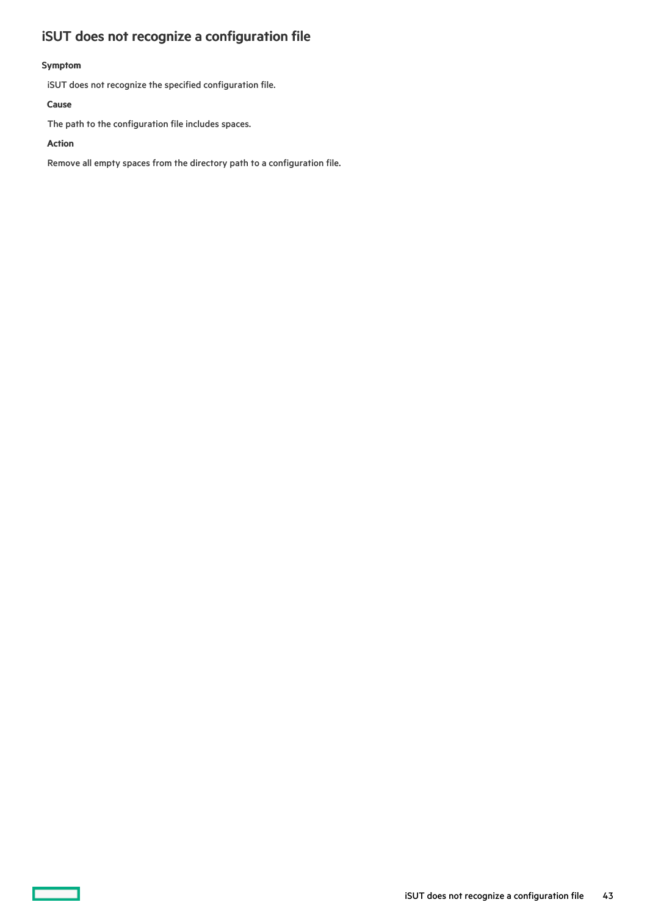## iSUT does not recognize a configuration file

#### Symptom

iSUT does not recognize the specified configuration file.

#### Cause

The path to the configuration file includes spaces.

#### Action

Remove all empty spaces from the directory path to a configuration file.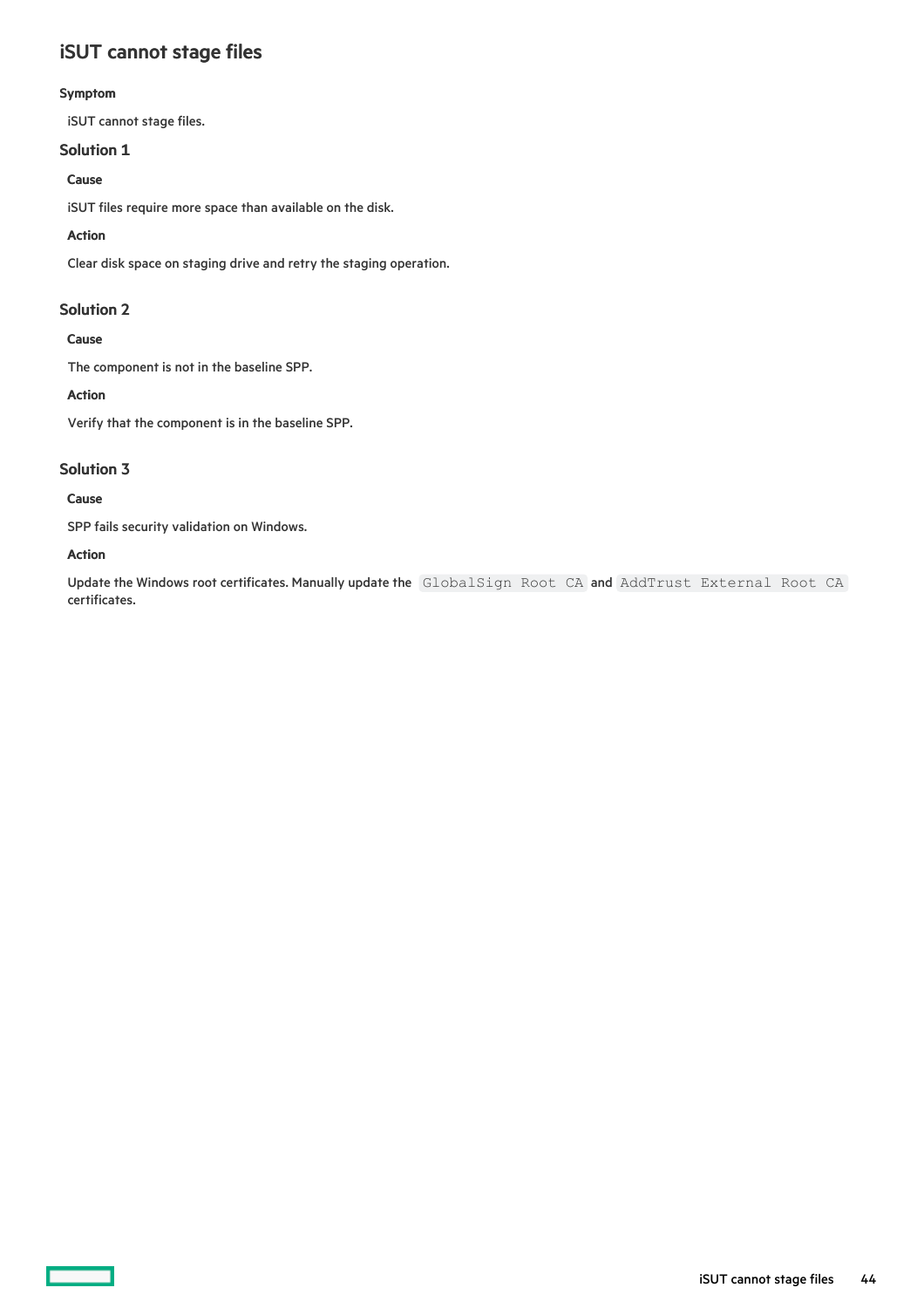# iSUT cannot stage files

**Symptom**

iSUT cannot stage files.

## Solution 1

**Cause**

iSUT files require more space than available on the disk.

**Action**

Clear disk space on staging drive and retry the staging operation.

## Solution 2

**Cause**

The component is not in the baseline SPP.

**Action**

Verify that the component is in the baseline SPP.

## Solution 3

**Cause**

SPP fails security validation on Windows.

**Action**

Update the Windows root certificates. Manually update the `GlobalSign Root CA` and `AddTrust External Root CA` certificates.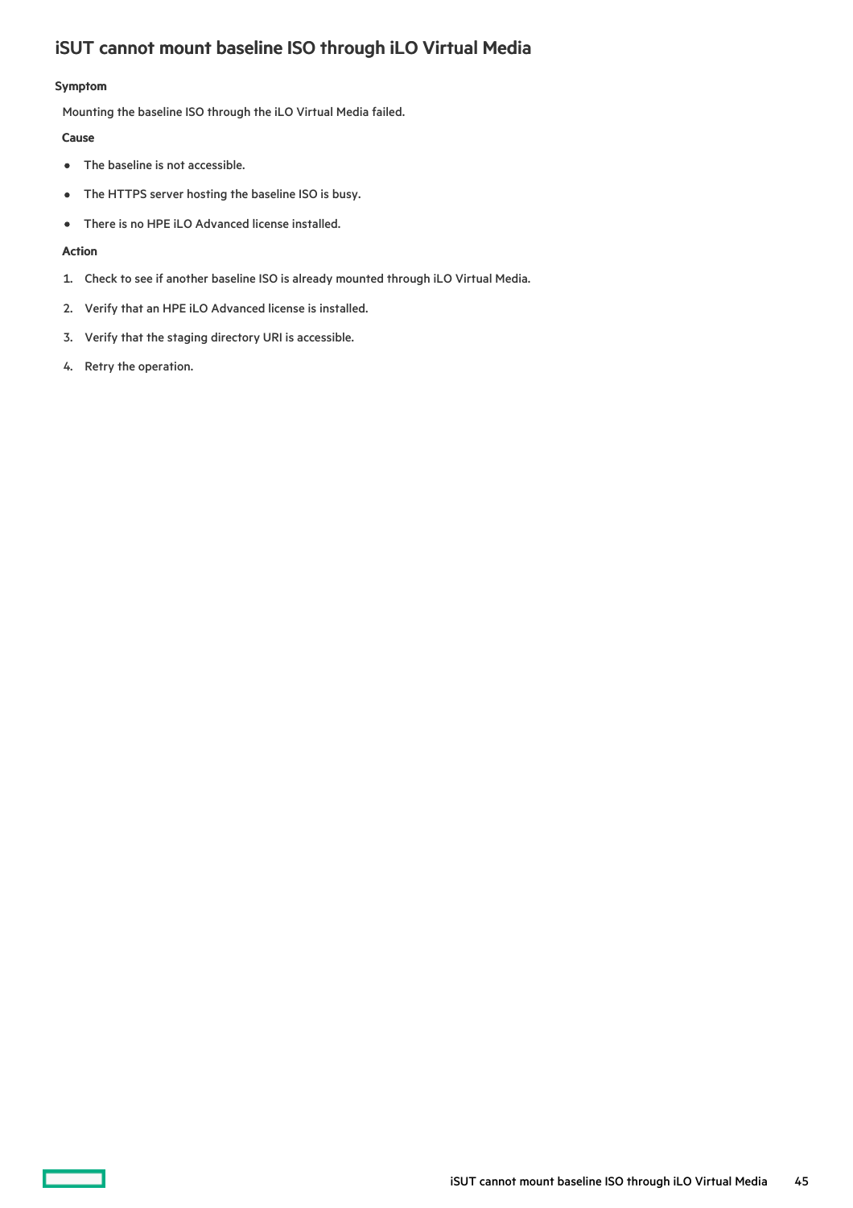## iSUT cannot mount baseline ISO through iLO Virtual Media

**Symptom**

Mounting the baseline ISO through the iLO Virtual Media failed.

**Cause**

- The baseline is not accessible.
- The HTTPS server hosting the baseline ISO is busy.
- There is no HPE iLO Advanced license installed.

**Action**

1. Check to see if another baseline ISO is already mounted through iLO Virtual Media.
2. Verify that an HPE iLO Advanced license is installed.
3. Verify that the staging directory URI is accessible.
4. Retry the operation.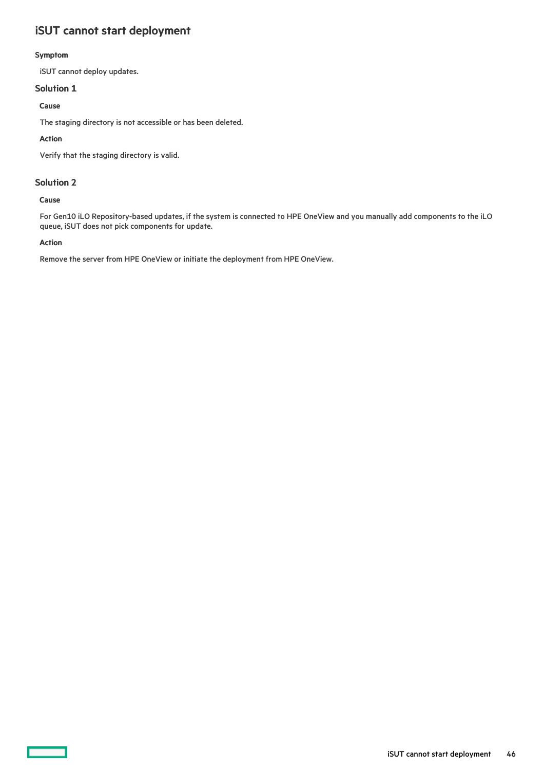# iSUT cannot start deployment

**Symptom**

iSUT cannot deploy updates.

## Solution 1

**Cause**

The staging directory is not accessible or has been deleted.

**Action**

Verify that the staging directory is valid.

## Solution 2

**Cause**

For Gen10 iLO Repository-based updates, if the system is connected to HPE OneView and you manually add components to the iLO queue, iSUT does not pick components for update.

**Action**

Remove the server from HPE OneView or initiate the deployment from HPE OneView.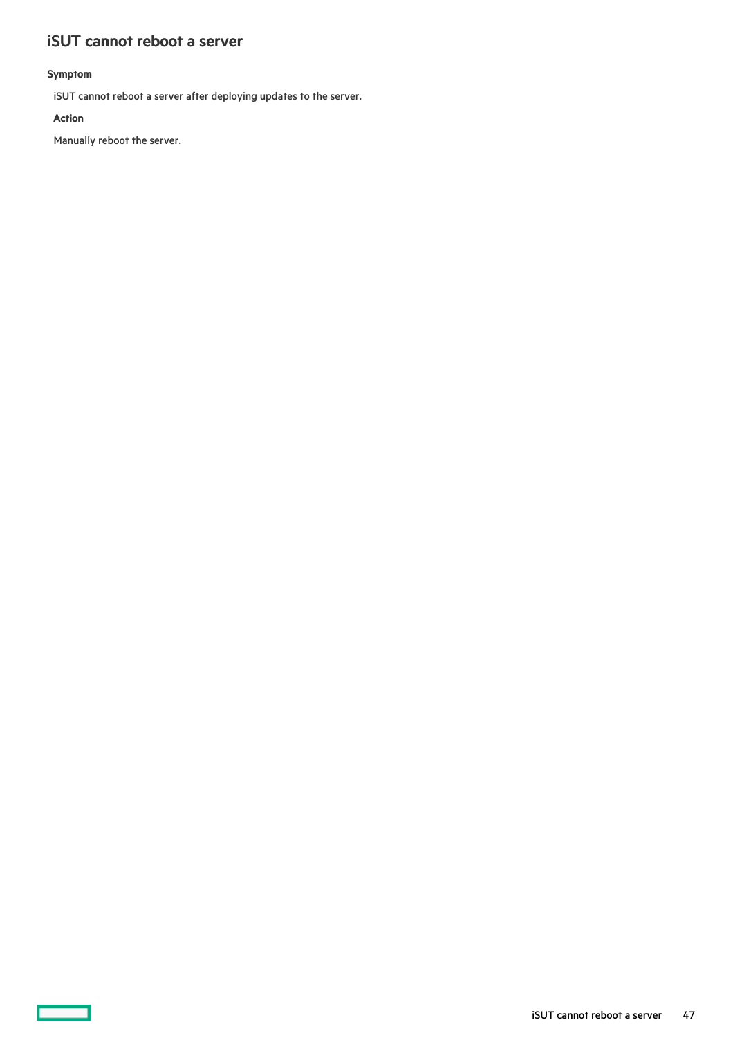# iSUT cannot reboot a server

**Symptom**

iSUT cannot reboot a server after deploying updates to the server.

**Action**

Manually reboot the server.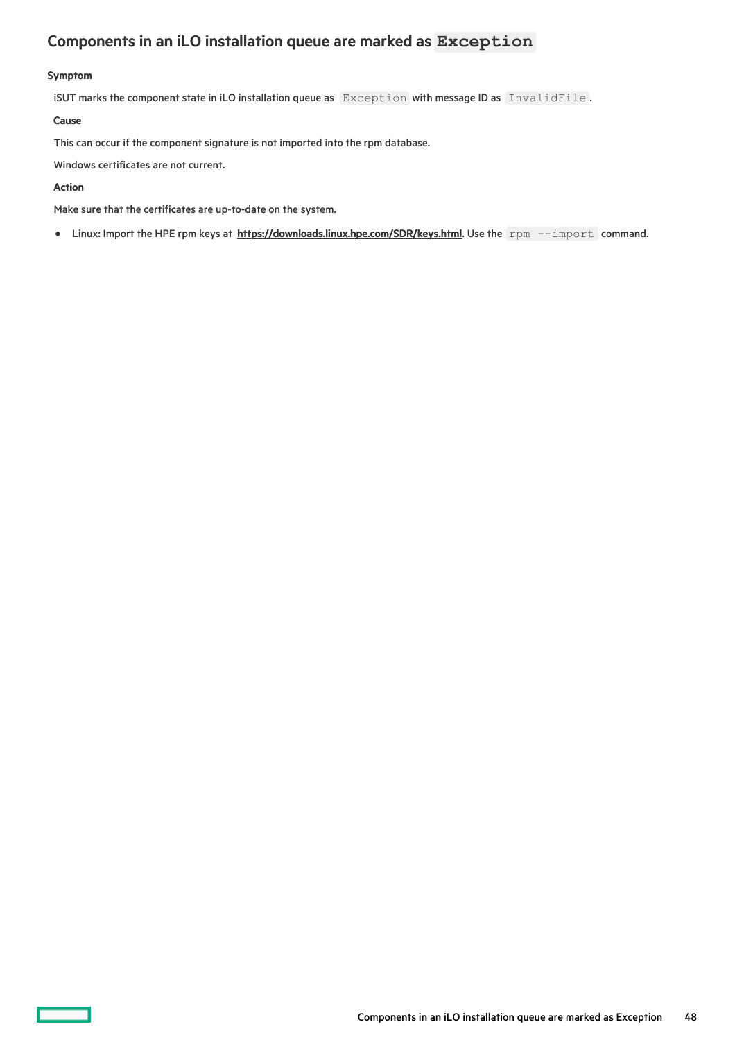## Components in an iLO installation queue are marked as `Exception`

#### Symptom

iSUT marks the component state in iLO installation queue as `Exception` with message ID as `InvalidFile`.

#### Cause

This can occur if the component signature is not imported into the rpm database.

Windows certificates are not current.

#### Action

Make sure that the certificates are up-to-date on the system.

- Linux: Import the HPE rpm keys at **https://downloads.linux.hpe.com/SDR/keys.html**. Use the `rpm --import` command.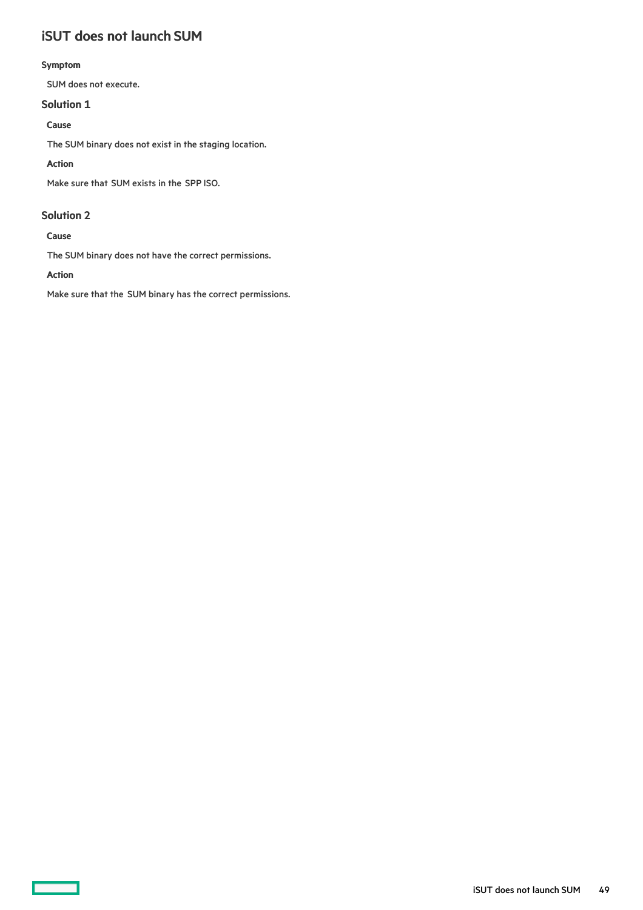# iSUT does not launch SUM

**Symptom**

SUM does not execute.

## Solution 1

**Cause**

The SUM binary does not exist in the staging location.

**Action**

Make sure that SUM exists in the SPP ISO.

## Solution 2

**Cause**

The SUM binary does not have the correct permissions.

**Action**

Make sure that the SUM binary has the correct permissions.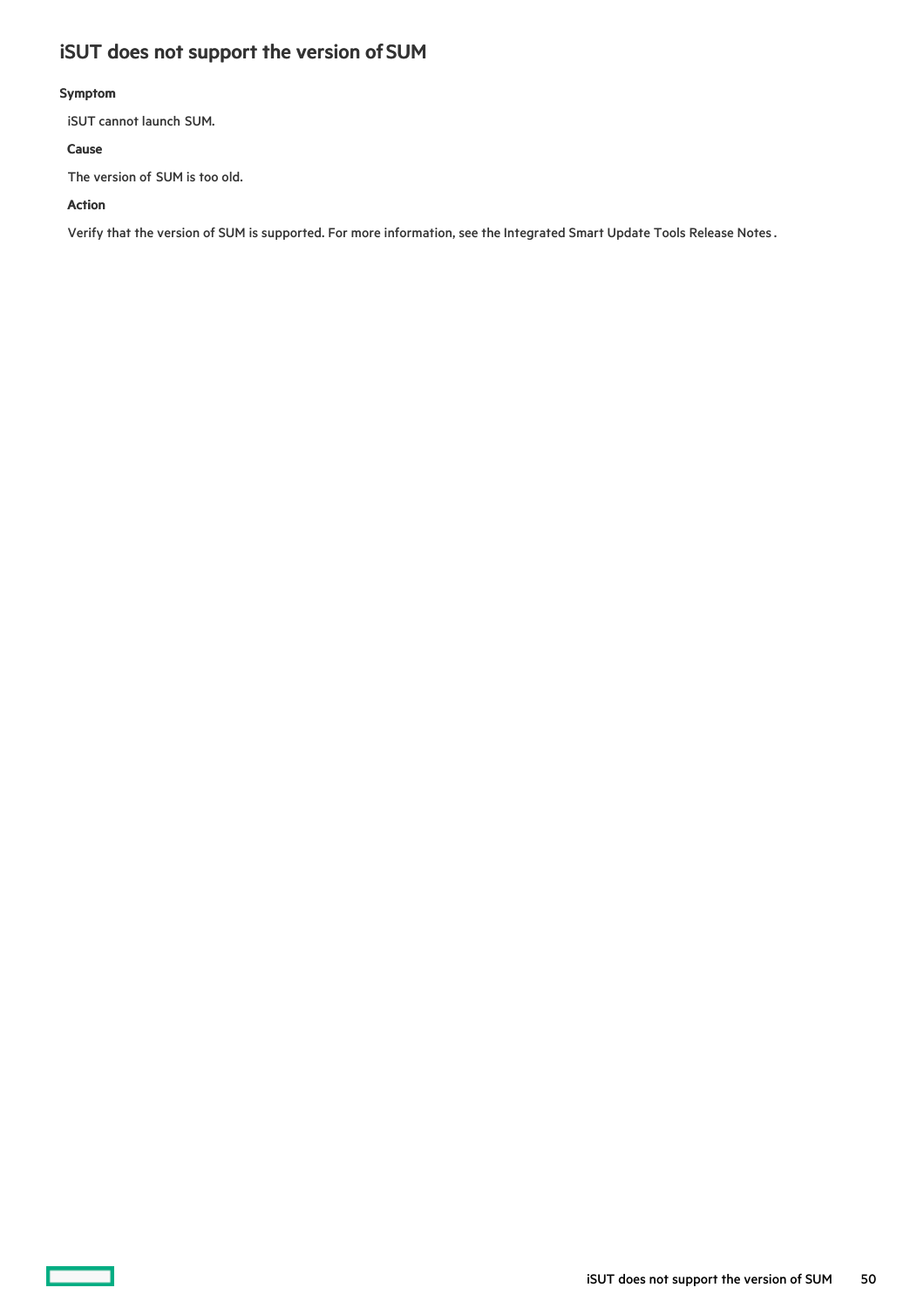## iSUT does not support the version of SUM

**Symptom**

iSUT cannot launch SUM.

**Cause**

The version of SUM is too old.

**Action**

Verify that the version of SUM is supported. For more information, see the Integrated Smart Update Tools Release Notes.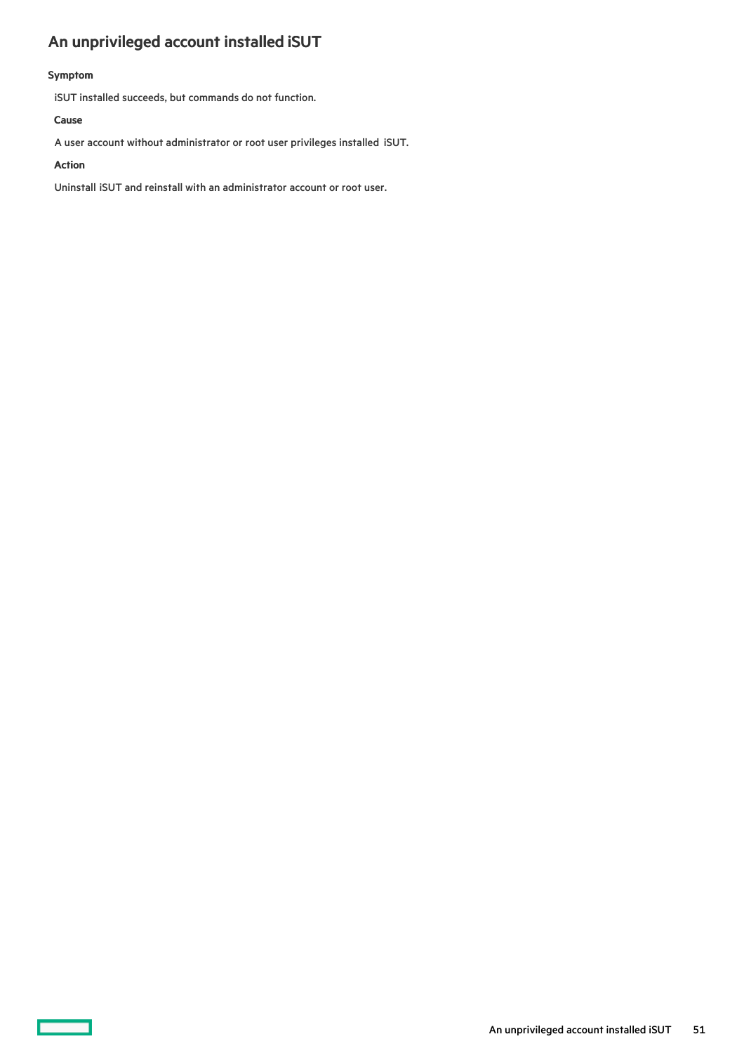## An unprivileged account installed iSUT

**Symptom**

iSUT installed succeeds, but commands do not function.

**Cause**

A user account without administrator or root user privileges installed iSUT.

**Action**

Uninstall iSUT and reinstall with an administrator account or root user.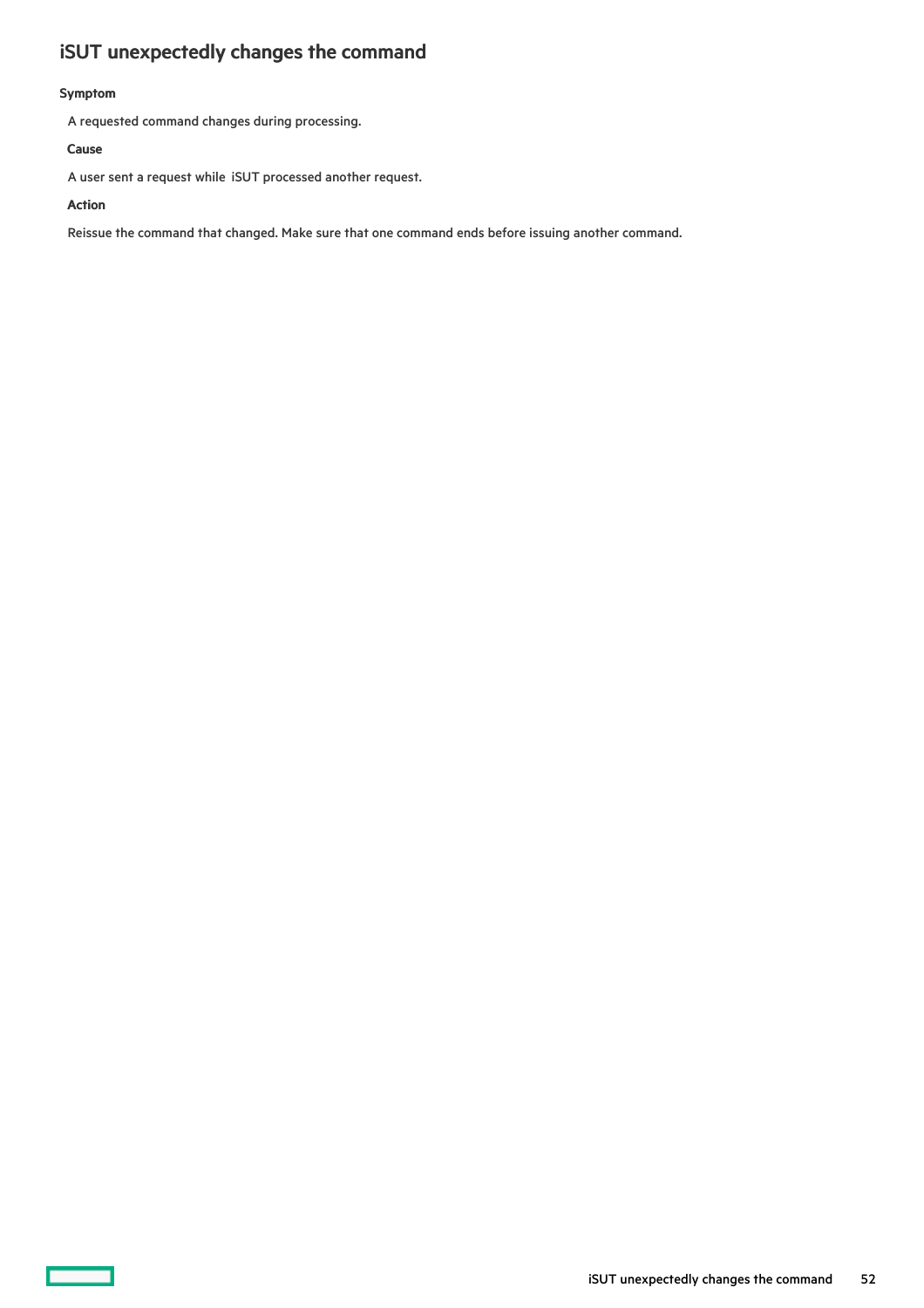## iSUT unexpectedly changes the command

**Symptom**

A requested command changes during processing.

**Cause**

A user sent a request while iSUT processed another request.

**Action**

Reissue the command that changed. Make sure that one command ends before issuing another command.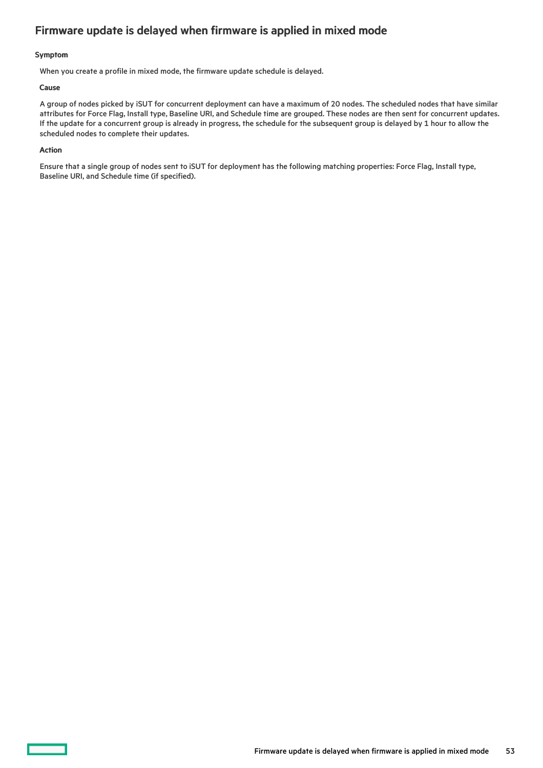## Firmware update is delayed when firmware is applied in mixed mode

#### Symptom

When you create a profile in mixed mode, the firmware update schedule is delayed.

#### Cause

A group of nodes picked by iSUT for concurrent deployment can have a maximum of 20 nodes. The scheduled nodes that have similar attributes for Force Flag, Install type, Baseline URI, and Schedule time are grouped. These nodes are then sent for concurrent updates. If the update for a concurrent group is already in progress, the schedule for the subsequent group is delayed by 1 hour to allow the scheduled nodes to complete their updates.

#### Action

Ensure that a single group of nodes sent to iSUT for deployment has the following matching properties: Force Flag, Install type, Baseline URI, and Schedule time (if specified).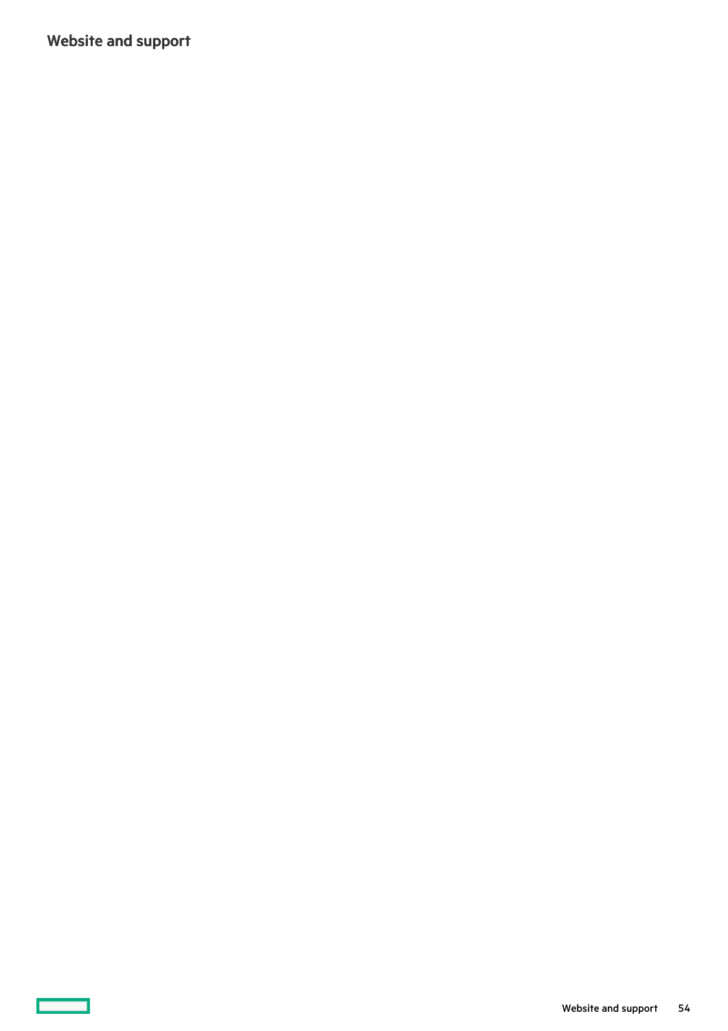# Website and support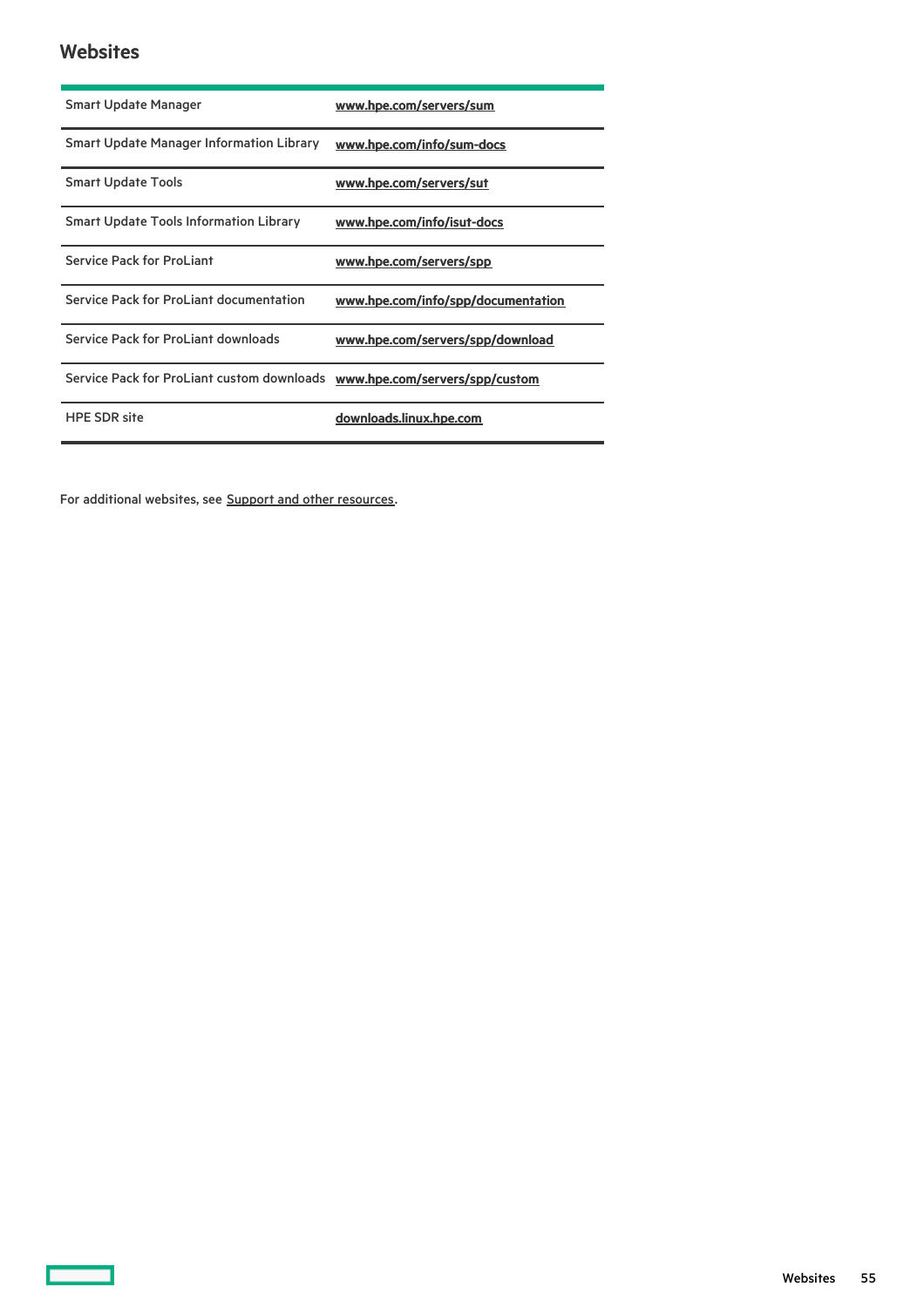## Websites

| | |
|---|---|
| Smart Update Manager | [www.hpe.com/servers/sum](www.hpe.com/servers/sum) |
| Smart Update Manager Information Library | [www.hpe.com/info/sum-docs](www.hpe.com/info/sum-docs) |
| Smart Update Tools | [www.hpe.com/servers/sut](www.hpe.com/servers/sut) |
| Smart Update Tools Information Library | [www.hpe.com/info/isut-docs](www.hpe.com/info/isut-docs) |
| Service Pack for ProLiant | [www.hpe.com/servers/spp](www.hpe.com/servers/spp) |
| Service Pack for ProLiant documentation | [www.hpe.com/info/spp/documentation](www.hpe.com/info/spp/documentation) |
| Service Pack for ProLiant downloads | [www.hpe.com/servers/spp/download](www.hpe.com/servers/spp/download) |
| Service Pack for ProLiant custom downloads | [www.hpe.com/servers/spp/custom](www.hpe.com/servers/spp/custom) |
| HPE SDR site | [downloads.linux.hpe.com](downloads.linux.hpe.com) |

For additional websites, see Support and other resources.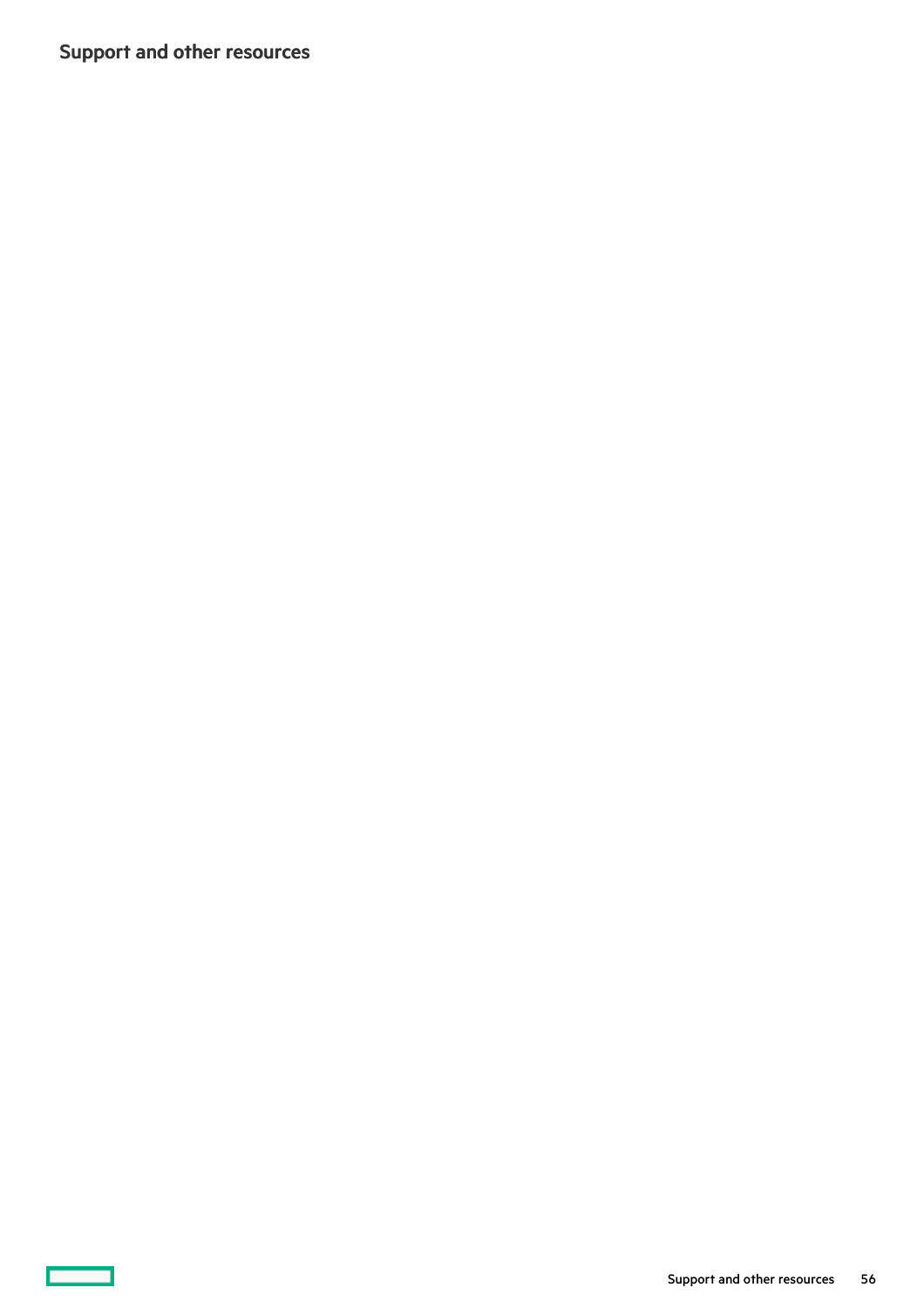## Support and other resources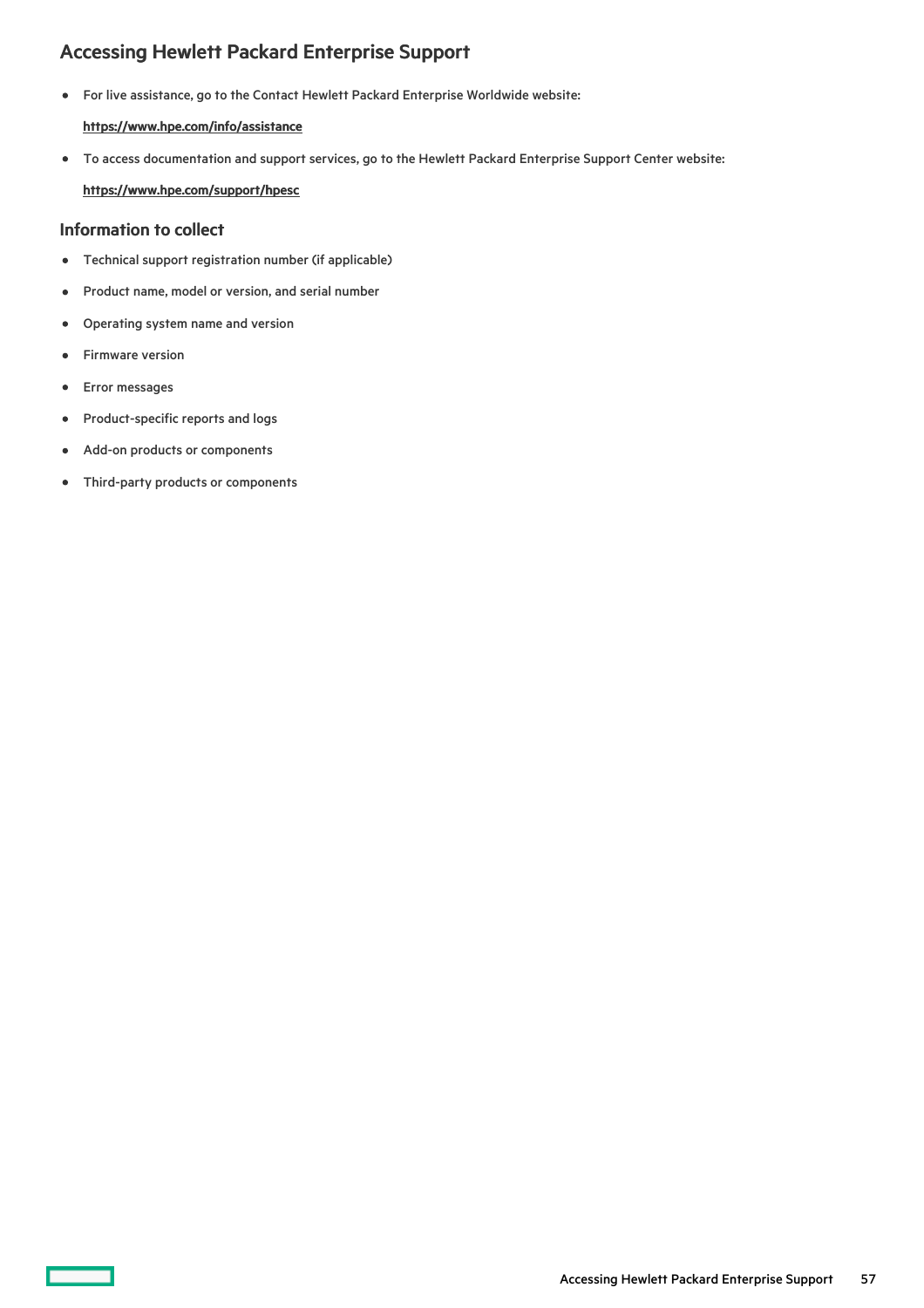## Accessing Hewlett Packard Enterprise Support

- For live assistance, go to the Contact Hewlett Packard Enterprise Worldwide website:

  **https://www.hpe.com/info/assistance**

- To access documentation and support services, go to the Hewlett Packard Enterprise Support Center website:

  **https://www.hpe.com/support/hpesc**

### Information to collect

- Technical support registration number (if applicable)
- Product name, model or version, and serial number
- Operating system name and version
- Firmware version
- Error messages
- Product-specific reports and logs
- Add-on products or components
- Third-party products or components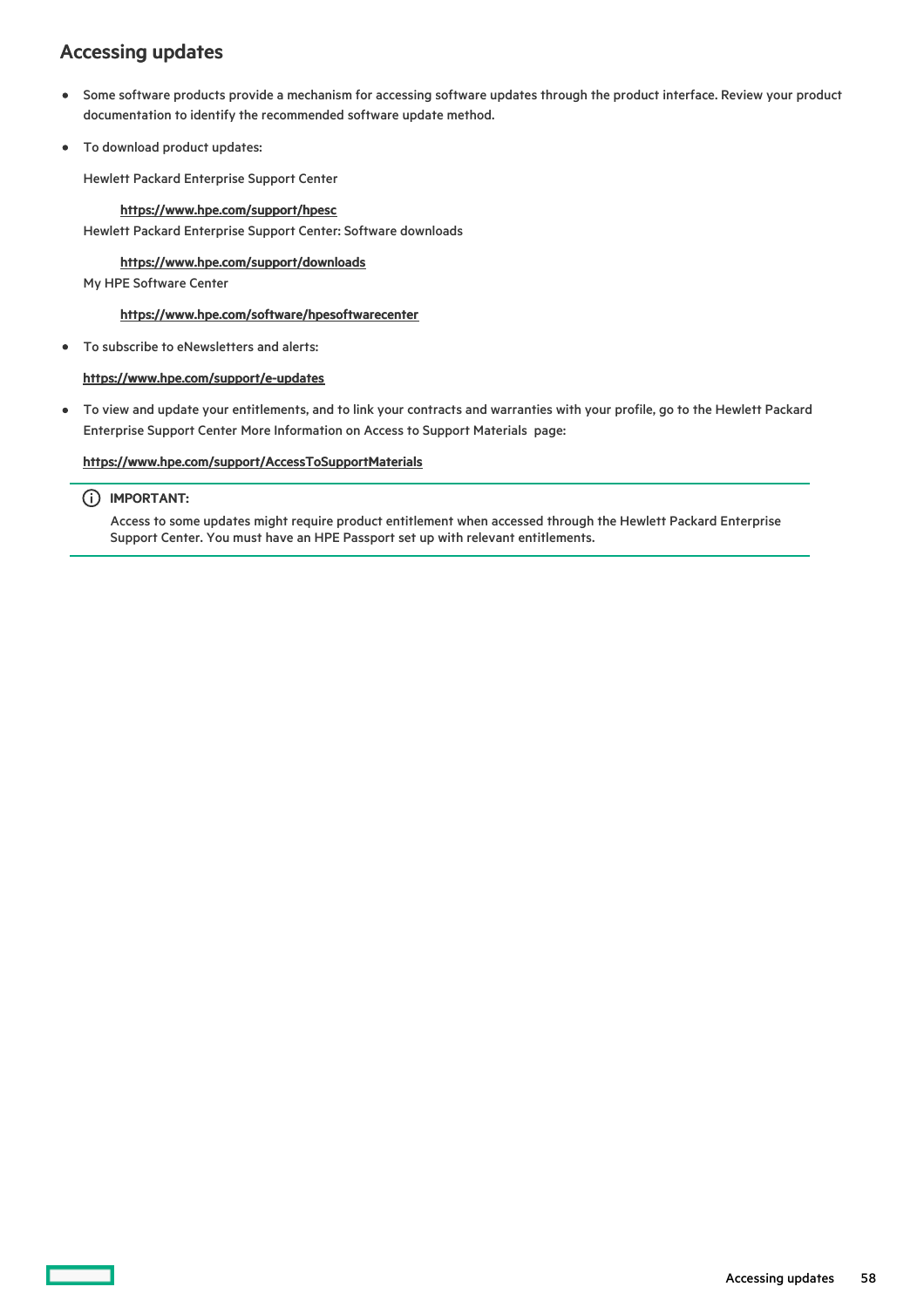## Accessing updates

- Some software products provide a mechanism for accessing software updates through the product interface. Review your product documentation to identify the recommended software update method.
- To download product updates:

  Hewlett Packard Enterprise Support Center

  > **https://www.hpe.com/support/hpesc**

  Hewlett Packard Enterprise Support Center: Software downloads

  > **https://www.hpe.com/support/downloads**

  My HPE Software Center

  > **https://www.hpe.com/software/hpesoftwarecenter**

- To subscribe to eNewsletters and alerts:

  **https://www.hpe.com/support/e-updates**

- To view and update your entitlements, and to link your contracts and warranties with your profile, go to the Hewlett Packard Enterprise Support Center More Information on Access to Support Materials page:

  **https://www.hpe.com/support/AccessToSupportMaterials**

> **IMPORTANT:**
>
> Access to some updates might require product entitlement when accessed through the Hewlett Packard Enterprise Support Center. You must have an HPE Passport set up with relevant entitlements.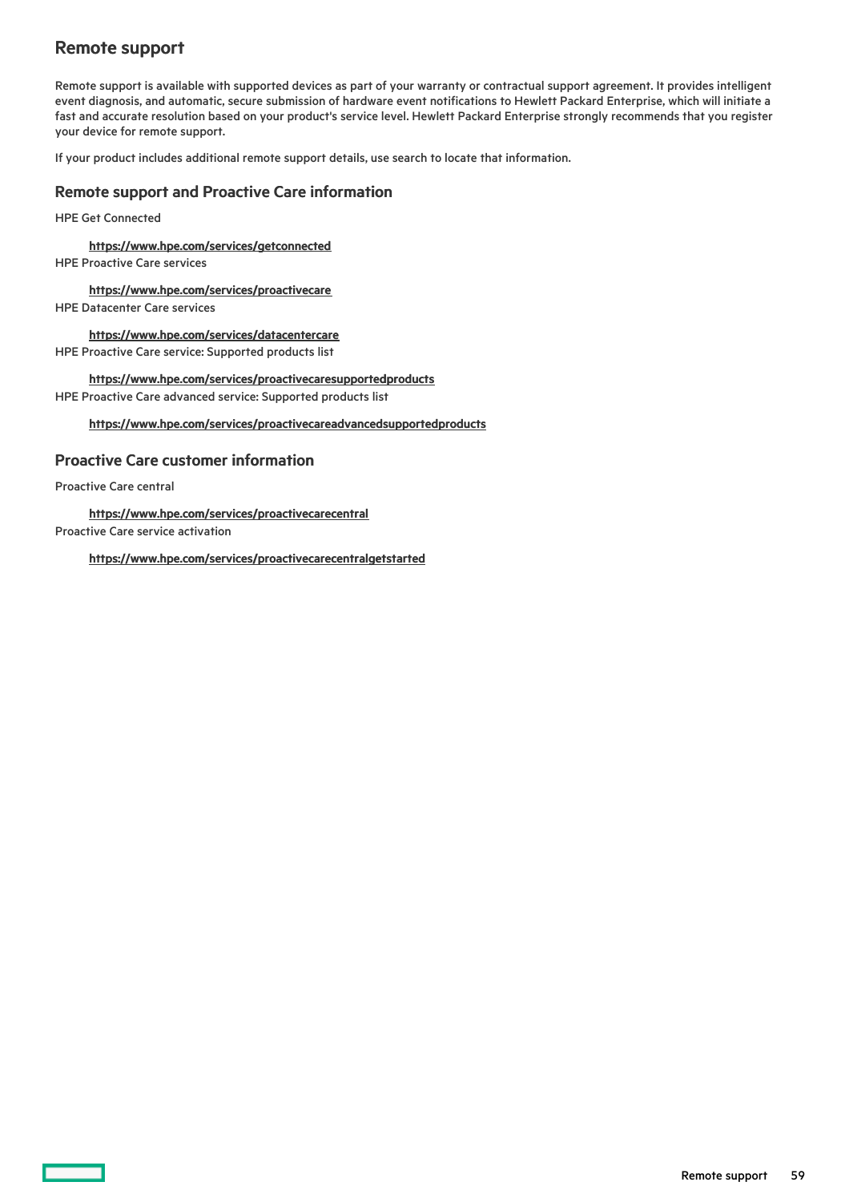## Remote support

Remote support is available with supported devices as part of your warranty or contractual support agreement. It provides intelligent event diagnosis, and automatic, secure submission of hardware event notifications to Hewlett Packard Enterprise, which will initiate a fast and accurate resolution based on your product's service level. Hewlett Packard Enterprise strongly recommends that you register your device for remote support.

If your product includes additional remote support details, use search to locate that information.

### Remote support and Proactive Care information

HPE Get Connected

**https://www.hpe.com/services/getconnected**

HPE Proactive Care services

**https://www.hpe.com/services/proactivecare**

HPE Datacenter Care services

**https://www.hpe.com/services/datacentercare**

HPE Proactive Care service: Supported products list

**https://www.hpe.com/services/proactivecaresupportedproducts**

HPE Proactive Care advanced service: Supported products list

**https://www.hpe.com/services/proactivecareadvancedsupportedproducts**

### Proactive Care customer information

Proactive Care central

**https://www.hpe.com/services/proactivecarecentral**

Proactive Care service activation

**https://www.hpe.com/services/proactivecarecentralgetstarted**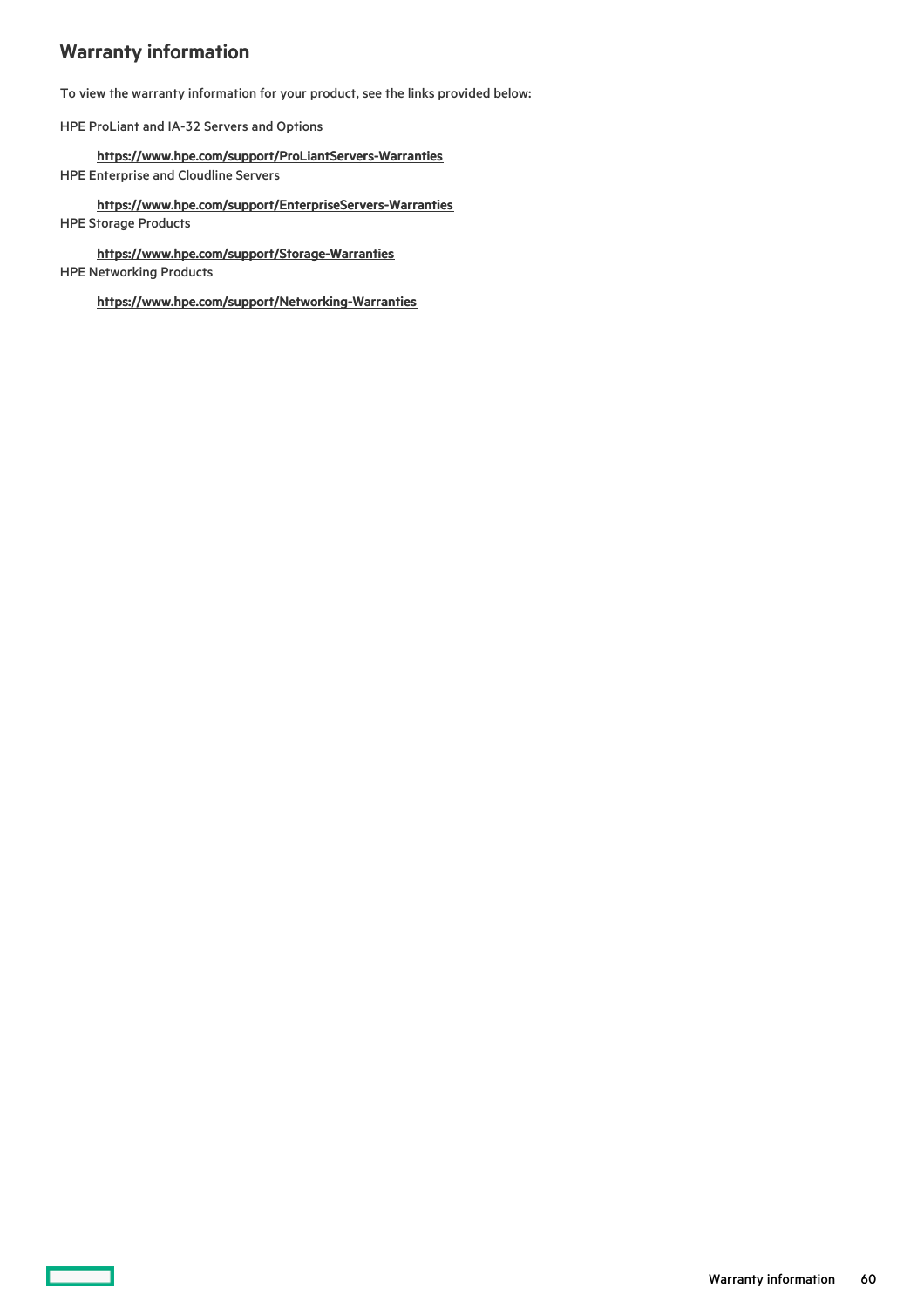## Warranty information

To view the warranty information for your product, see the links provided below:

HPE ProLiant and IA-32 Servers and Options

**https://www.hpe.com/support/ProLiantServers-Warranties**

HPE Enterprise and Cloudline Servers

**https://www.hpe.com/support/EnterpriseServers-Warranties**

HPE Storage Products

**https://www.hpe.com/support/Storage-Warranties**

HPE Networking Products

**https://www.hpe.com/support/Networking-Warranties**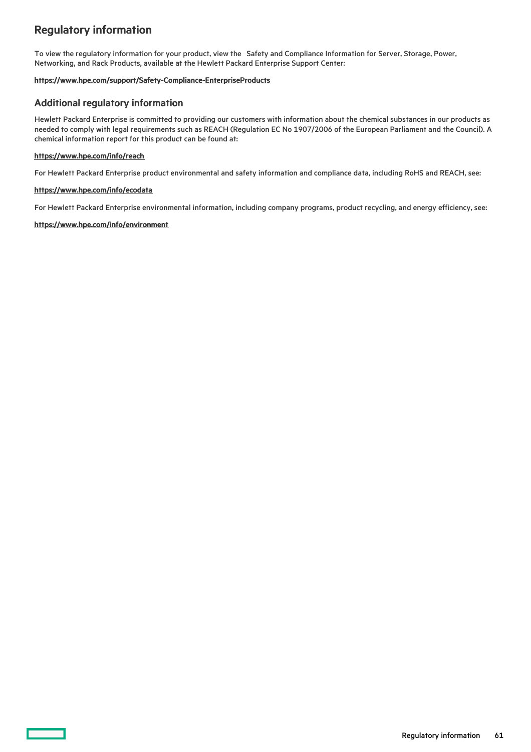# Regulatory information

To view the regulatory information for your product, view the Safety and Compliance Information for Server, Storage, Power, Networking, and Rack Products, available at the Hewlett Packard Enterprise Support Center:

**https://www.hpe.com/support/Safety-Compliance-EnterpriseProducts**

## Additional regulatory information

Hewlett Packard Enterprise is committed to providing our customers with information about the chemical substances in our products as needed to comply with legal requirements such as REACH (Regulation EC No 1907/2006 of the European Parliament and the Council). A chemical information report for this product can be found at:

**https://www.hpe.com/info/reach**

For Hewlett Packard Enterprise product environmental and safety information and compliance data, including RoHS and REACH, see:

**https://www.hpe.com/info/ecodata**

For Hewlett Packard Enterprise environmental information, including company programs, product recycling, and energy efficiency, see:

**https://www.hpe.com/info/environment**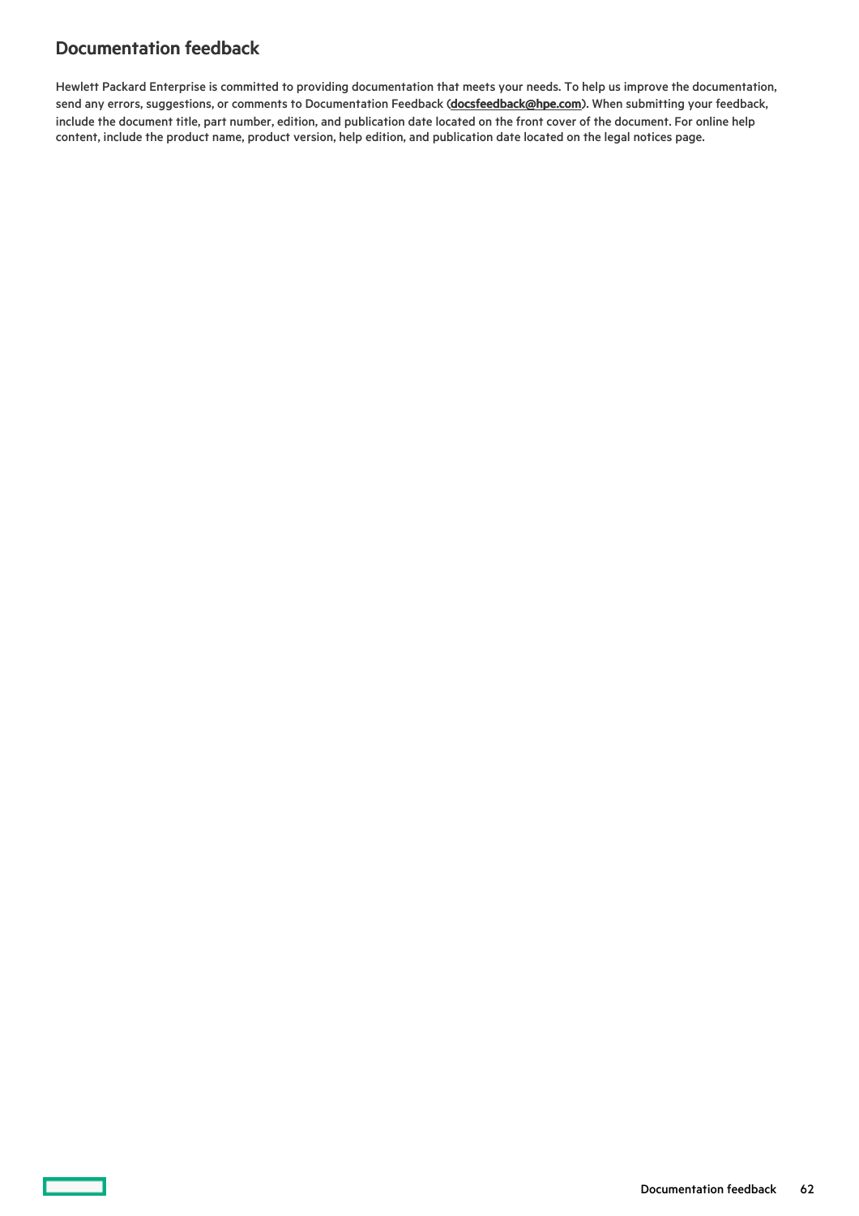## Documentation feedback

Hewlett Packard Enterprise is committed to providing documentation that meets your needs. To help us improve the documentation, send any errors, suggestions, or comments to Documentation Feedback (**docsfeedback@hpe.com**). When submitting your feedback, include the document title, part number, edition, and publication date located on the front cover of the document. For online help content, include the product name, product version, help edition, and publication date located on the legal notices page.